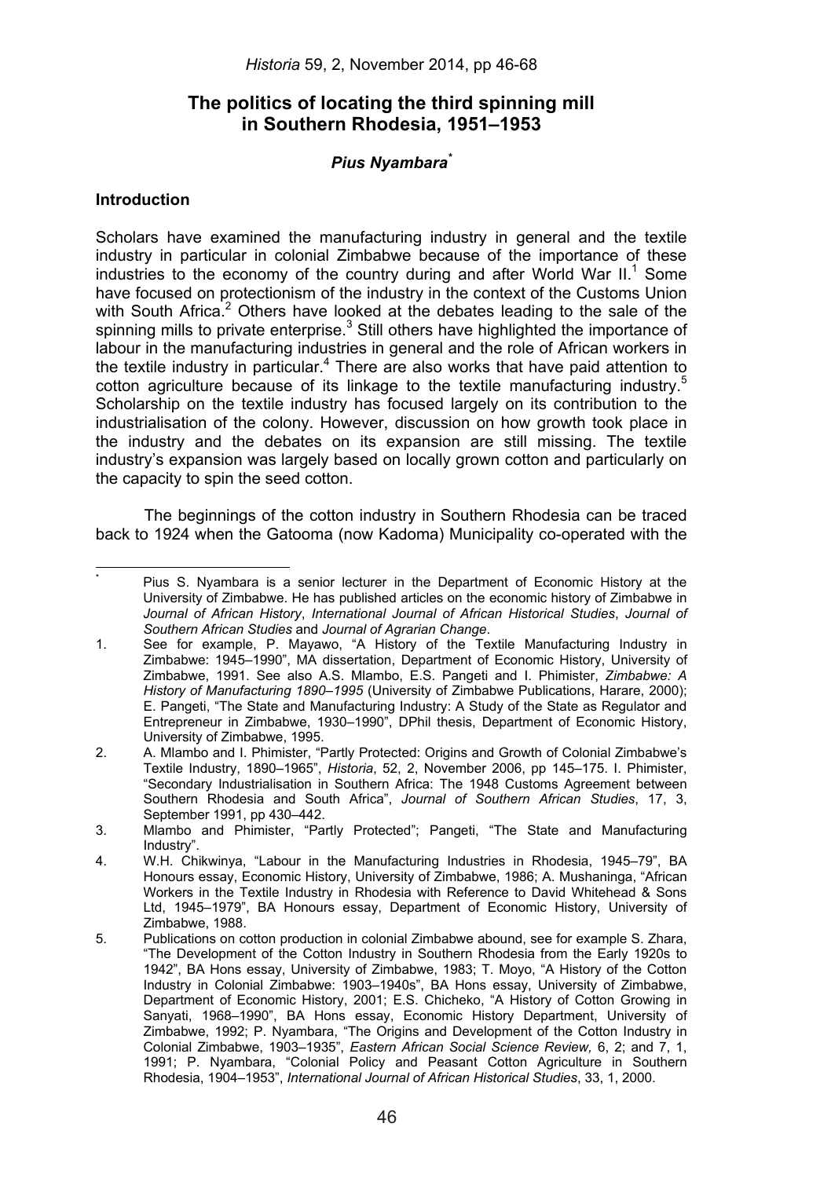# The politics of locating the third spinning mill in Southern Rhodesia, 1951–1953

### *Pius Nyambara*[*]

## Introduction

Scholars have examined the manufacturing industry in general and the textile industry in particular in colonial Zimbabwe because of the importance of these industries to the economy of the country during and after World War II.[1] Some have focused on protectionism of the industry in the context of the Customs Union with South Africa.[2] Others have looked at the debates leading to the sale of the spinning mills to private enterprise.[3] Still others have highlighted the importance of labour in the manufacturing industries in general and the role of African workers in the textile industry in particular.[4] There are also works that have paid attention to cotton agriculture because of its linkage to the textile manufacturing industry.[5] Scholarship on the textile industry has focused largely on its contribution to the industrialisation of the colony. However, discussion on how growth took place in the industry and the debates on its expansion are still missing. The textile industry's expansion was largely based on locally grown cotton and particularly on the capacity to spin the seed cotton.

The beginnings of the cotton industry in Southern Rhodesia can be traced back to 1924 when the Gatooma (now Kadoma) Municipality co-operated with the

---

\* Pius S. Nyambara is a senior lecturer in the Department of Economic History at the University of Zimbabwe. He has published articles on the economic history of Zimbabwe in *Journal of African History*, *International Journal of African Historical Studies*, *Journal of Southern African Studies* and *Journal of Agrarian Change*.

1. See for example, P. Mayawo, "A History of the Textile Manufacturing Industry in Zimbabwe: 1945–1990", MA dissertation, Department of Economic History, University of Zimbabwe, 1991. See also A.S. Mlambo, E.S. Pangeti and I. Phimister, *Zimbabwe: A History of Manufacturing 1890–1995* (University of Zimbabwe Publications, Harare, 2000); E. Pangeti, "The State and Manufacturing Industry: A Study of the State as Regulator and Entrepreneur in Zimbabwe, 1930–1990", DPhil thesis, Department of Economic History, University of Zimbabwe, 1995.
2. A. Mlambo and I. Phimister, "Partly Protected: Origins and Growth of Colonial Zimbabwe's Textile Industry, 1890–1965", *Historia*, 52, 2, November 2006, pp 145–175. I. Phimister, "Secondary Industrialisation in Southern Africa: The 1948 Customs Agreement between Southern Rhodesia and South Africa", *Journal of Southern African Studies*, 17, 3, September 1991, pp 430–442.
3. Mlambo and Phimister, "Partly Protected"; Pangeti, "The State and Manufacturing Industry".
4. W.H. Chikwinya, "Labour in the Manufacturing Industries in Rhodesia, 1945–79", BA Honours essay, Economic History, University of Zimbabwe, 1986; A. Mushaninga, "African Workers in the Textile Industry in Rhodesia with Reference to David Whitehead & Sons Ltd, 1945–1979", BA Honours essay, Department of Economic History, University of Zimbabwe, 1988.
5. Publications on cotton production in colonial Zimbabwe abound, see for example S. Zhara, "The Development of the Cotton Industry in Southern Rhodesia from the Early 1920s to 1942", BA Hons essay, University of Zimbabwe, 1983; T. Moyo, "A History of the Cotton Industry in Colonial Zimbabwe: 1903–1940s", BA Hons essay, University of Zimbabwe, Department of Economic History, 2001; E.S. Chicheko, "A History of Cotton Growing in Sanyati, 1968–1990", BA Hons essay, Economic History Department, University of Zimbabwe, 1992; P. Nyambara, "The Origins and Development of the Cotton Industry in Colonial Zimbabwe, 1903–1935", *Eastern African Social Science Review,* 6, 2; and 7, 1, 1991; P. Nyambara, "Colonial Policy and Peasant Cotton Agriculture in Southern Rhodesia, 1904–1953", *International Journal of African Historical Studies*, 33, 1, 2000.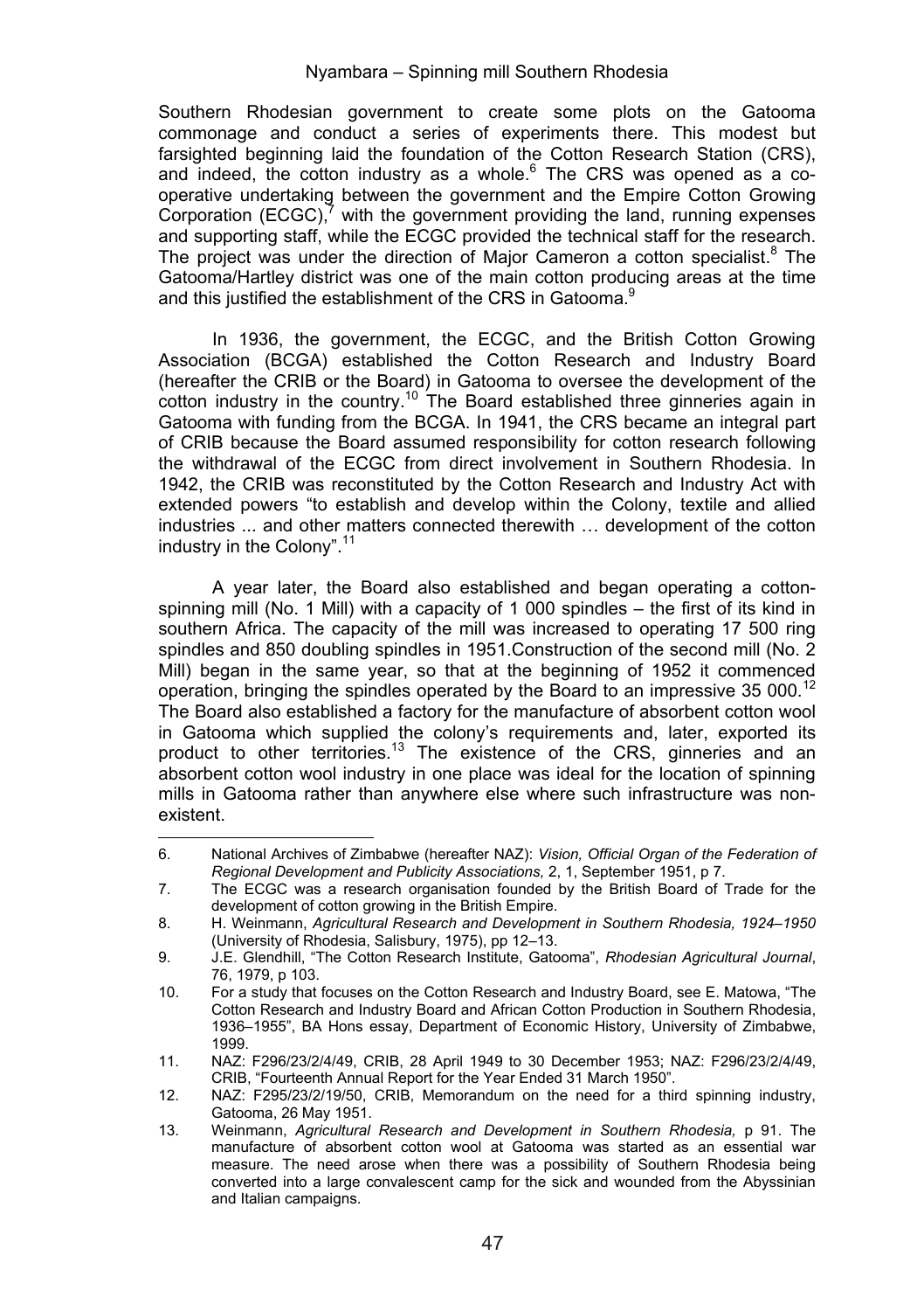Southern Rhodesian government to create some plots on the Gatooma commonage and conduct a series of experiments there. This modest but farsighted beginning laid the foundation of the Cotton Research Station (CRS), and indeed, the cotton industry as a whole.[6] The CRS was opened as a co-operative undertaking between the government and the Empire Cotton Growing Corporation (ECGC),[7] with the government providing the land, running expenses and supporting staff, while the ECGC provided the technical staff for the research. The project was under the direction of Major Cameron a cotton specialist.[8] The Gatooma/Hartley district was one of the main cotton producing areas at the time and this justified the establishment of the CRS in Gatooma.[9]

In 1936, the government, the ECGC, and the British Cotton Growing Association (BCGA) established the Cotton Research and Industry Board (hereafter the CRIB or the Board) in Gatooma to oversee the development of the cotton industry in the country.[10] The Board established three ginneries again in Gatooma with funding from the BCGA. In 1941, the CRS became an integral part of CRIB because the Board assumed responsibility for cotton research following the withdrawal of the ECGC from direct involvement in Southern Rhodesia. In 1942, the CRIB was reconstituted by the Cotton Research and Industry Act with extended powers "to establish and develop within the Colony, textile and allied industries ... and other matters connected therewith … development of the cotton industry in the Colony".[11]

A year later, the Board also established and began operating a cotton-spinning mill (No. 1 Mill) with a capacity of 1 000 spindles – the first of its kind in southern Africa. The capacity of the mill was increased to operating 17 500 ring spindles and 850 doubling spindles in 1951.Construction of the second mill (No. 2 Mill) began in the same year, so that at the beginning of 1952 it commenced operation, bringing the spindles operated by the Board to an impressive 35 000.[12] The Board also established a factory for the manufacture of absorbent cotton wool in Gatooma which supplied the colony's requirements and, later, exported its product to other territories.[13] The existence of the CRS, ginneries and an absorbent cotton wool industry in one place was ideal for the location of spinning mills in Gatooma rather than anywhere else where such infrastructure was non-existent.

---

6. National Archives of Zimbabwe (hereafter NAZ): *Vision, Official Organ of the Federation of Regional Development and Publicity Associations,* 2, 1, September 1951, p 7.
7. The ECGC was a research organisation founded by the British Board of Trade for the development of cotton growing in the British Empire.
8. H. Weinmann, *Agricultural Research and Development in Southern Rhodesia, 1924–1950* (University of Rhodesia, Salisbury, 1975), pp 12–13.
9. J.E. Glendhill, "The Cotton Research Institute, Gatooma", *Rhodesian Agricultural Journal*, 76, 1979, p 103.
10. For a study that focuses on the Cotton Research and Industry Board, see E. Matowa, "The Cotton Research and Industry Board and African Cotton Production in Southern Rhodesia, 1936–1955", BA Hons essay, Department of Economic History, University of Zimbabwe, 1999.
11. NAZ: F296/23/2/4/49, CRIB, 28 April 1949 to 30 December 1953; NAZ: F296/23/2/4/49, CRIB, "Fourteenth Annual Report for the Year Ended 31 March 1950".
12. NAZ: F295/23/2/19/50, CRIB, Memorandum on the need for a third spinning industry, Gatooma, 26 May 1951.
13. Weinmann, *Agricultural Research and Development in Southern Rhodesia,* p 91. The manufacture of absorbent cotton wool at Gatooma was started as an essential war measure. The need arose when there was a possibility of Southern Rhodesia being converted into a large convalescent camp for the sick and wounded from the Abyssinian and Italian campaigns.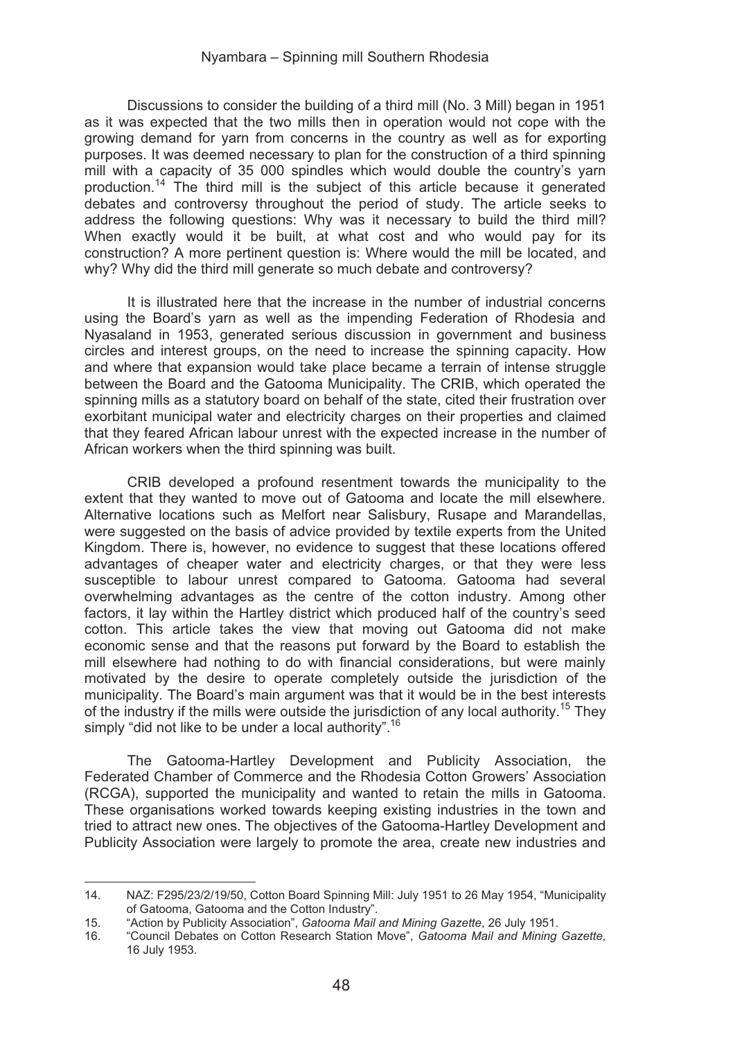Discussions to consider the building of a third mill (No. 3 Mill) began in 1951 as it was expected that the two mills then in operation would not cope with the growing demand for yarn from concerns in the country as well as for exporting purposes. It was deemed necessary to plan for the construction of a third spinning mill with a capacity of 35 000 spindles which would double the country's yarn production.[14] The third mill is the subject of this article because it generated debates and controversy throughout the period of study. The article seeks to address the following questions: Why was it necessary to build the third mill? When exactly would it be built, at what cost and who would pay for its construction? A more pertinent question is: Where would the mill be located, and why? Why did the third mill generate so much debate and controversy?

It is illustrated here that the increase in the number of industrial concerns using the Board's yarn as well as the impending Federation of Rhodesia and Nyasaland in 1953, generated serious discussion in government and business circles and interest groups, on the need to increase the spinning capacity. How and where that expansion would take place became a terrain of intense struggle between the Board and the Gatooma Municipality. The CRIB, which operated the spinning mills as a statutory board on behalf of the state, cited their frustration over exorbitant municipal water and electricity charges on their properties and claimed that they feared African labour unrest with the expected increase in the number of African workers when the third spinning was built.

CRIB developed a profound resentment towards the municipality to the extent that they wanted to move out of Gatooma and locate the mill elsewhere. Alternative locations such as Melfort near Salisbury, Rusape and Marandellas, were suggested on the basis of advice provided by textile experts from the United Kingdom. There is, however, no evidence to suggest that these locations offered advantages of cheaper water and electricity charges, or that they were less susceptible to labour unrest compared to Gatooma. Gatooma had several overwhelming advantages as the centre of the cotton industry. Among other factors, it lay within the Hartley district which produced half of the country's seed cotton. This article takes the view that moving out Gatooma did not make economic sense and that the reasons put forward by the Board to establish the mill elsewhere had nothing to do with financial considerations, but were mainly motivated by the desire to operate completely outside the jurisdiction of the municipality. The Board's main argument was that it would be in the best interests of the industry if the mills were outside the jurisdiction of any local authority.[15] They simply "did not like to be under a local authority".[16]

The Gatooma-Hartley Development and Publicity Association, the Federated Chamber of Commerce and the Rhodesia Cotton Growers' Association (RCGA), supported the municipality and wanted to retain the mills in Gatooma. These organisations worked towards keeping existing industries in the town and tried to attract new ones. The objectives of the Gatooma-Hartley Development and Publicity Association were largely to promote the area, create new industries and

---

14. NAZ: F295/23/2/19/50, Cotton Board Spinning Mill: July 1951 to 26 May 1954, "Municipality of Gatooma, Gatooma and the Cotton Industry".
15. "Action by Publicity Association", *Gatooma Mail and Mining Gazette*, 26 July 1951.
16. "Council Debates on Cotton Research Station Move", *Gatooma Mail and Mining Gazette,* 16 July 1953.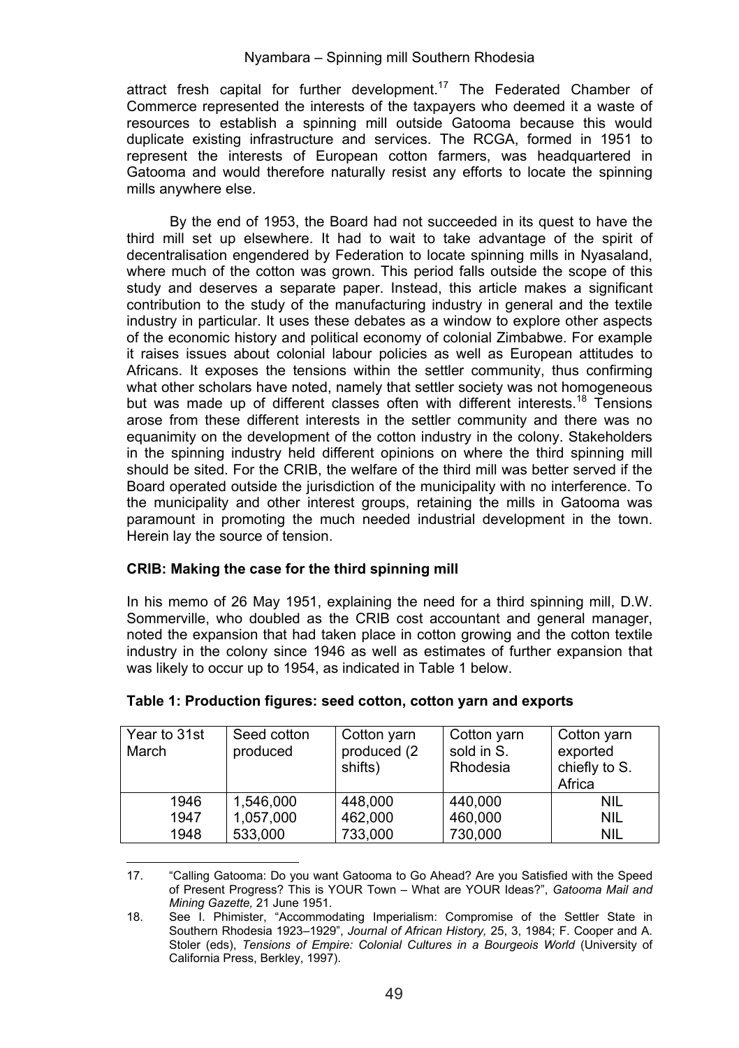attract fresh capital for further development.[17] The Federated Chamber of Commerce represented the interests of the taxpayers who deemed it a waste of resources to establish a spinning mill outside Gatooma because this would duplicate existing infrastructure and services. The RCGA, formed in 1951 to represent the interests of European cotton farmers, was headquartered in Gatooma and would therefore naturally resist any efforts to locate the spinning mills anywhere else.

By the end of 1953, the Board had not succeeded in its quest to have the third mill set up elsewhere. It had to wait to take advantage of the spirit of decentralisation engendered by Federation to locate spinning mills in Nyasaland, where much of the cotton was grown. This period falls outside the scope of this study and deserves a separate paper. Instead, this article makes a significant contribution to the study of the manufacturing industry in general and the textile industry in particular. It uses these debates as a window to explore other aspects of the economic history and political economy of colonial Zimbabwe. For example it raises issues about colonial labour policies as well as European attitudes to Africans. It exposes the tensions within the settler community, thus confirming what other scholars have noted, namely that settler society was not homogeneous but was made up of different classes often with different interests.[18] Tensions arose from these different interests in the settler community and there was no equanimity on the development of the cotton industry in the colony. Stakeholders in the spinning industry held different opinions on where the third spinning mill should be sited. For the CRIB, the welfare of the third mill was better served if the Board operated outside the jurisdiction of the municipality with no interference. To the municipality and other interest groups, retaining the mills in Gatooma was paramount in promoting the much needed industrial development in the town. Herein lay the source of tension.

### CRIB: Making the case for the third spinning mill

In his memo of 26 May 1951, explaining the need for a third spinning mill, D.W. Sommerville, who doubled as the CRIB cost accountant and general manager, noted the expansion that had taken place in cotton growing and the cotton textile industry in the colony since 1946 as well as estimates of further expansion that was likely to occur up to 1954, as indicated in Table 1 below.

**Table 1: Production figures: seed cotton, cotton yarn and exports**

| Year to 31st March | Seed cotton produced | Cotton yarn produced (2 shifts) | Cotton yarn sold in S. Rhodesia | Cotton yarn exported chiefly to S. Africa |
|---|---|---|---|---|
| 1946 | 1,546,000 | 448,000 | 440,000 | NIL |
| 1947 | 1,057,000 | 462,000 | 460,000 | NIL |
| 1948 | 533,000 | 733,000 | 730,000 | NIL |

17. "Calling Gatooma: Do you want Gatooma to Go Ahead? Are you Satisfied with the Speed of Present Progress? This is YOUR Town – What are YOUR Ideas?", *Gatooma Mail and Mining Gazette,* 21 June 1951.

18. See I. Phimister, "Accommodating Imperialism: Compromise of the Settler State in Southern Rhodesia 1923–1929", *Journal of African History,* 25, 3, 1984; F. Cooper and A. Stoler (eds), *Tensions of Empire: Colonial Cultures in a Bourgeois World* (University of California Press, Berkley, 1997).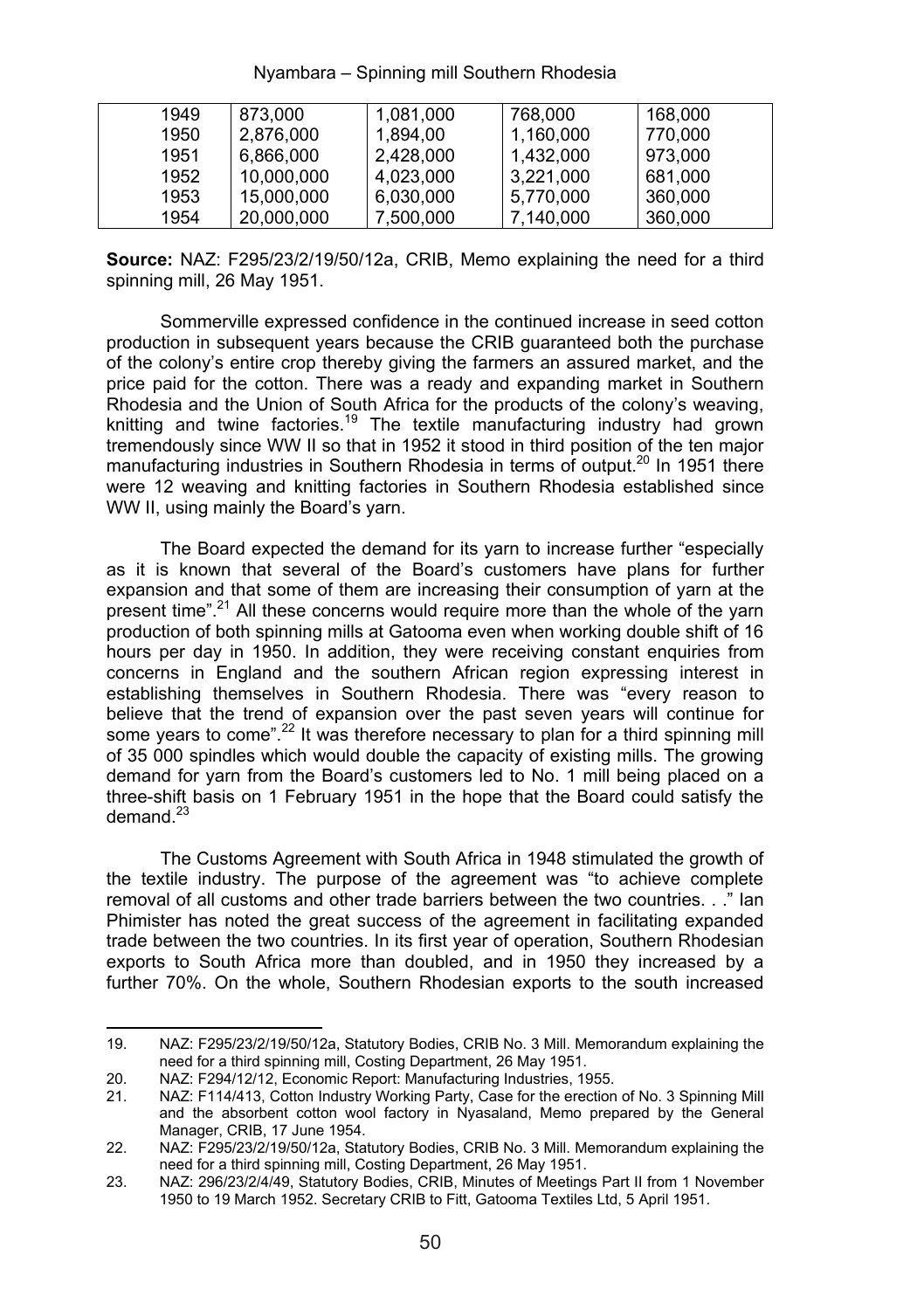| 1949 | 873,000 | 1,081,000 | 768,000 | 168,000 |
|---|---|---|---|---|
| 1950 | 2,876,000 | 1,894,00 | 1,160,000 | 770,000 |
| 1951 | 6,866,000 | 2,428,000 | 1,432,000 | 973,000 |
| 1952 | 10,000,000 | 4,023,000 | 3,221,000 | 681,000 |
| 1953 | 15,000,000 | 6,030,000 | 5,770,000 | 360,000 |
| 1954 | 20,000,000 | 7,500,000 | 7,140,000 | 360,000 |

**Source:** NAZ: F295/23/2/19/50/12a, CRIB, Memo explaining the need for a third spinning mill, 26 May 1951.

Sommerville expressed confidence in the continued increase in seed cotton production in subsequent years because the CRIB guaranteed both the purchase of the colony's entire crop thereby giving the farmers an assured market, and the price paid for the cotton. There was a ready and expanding market in Southern Rhodesia and the Union of South Africa for the products of the colony's weaving, knitting and twine factories.[19] The textile manufacturing industry had grown tremendously since WW II so that in 1952 it stood in third position of the ten major manufacturing industries in Southern Rhodesia in terms of output.[20] In 1951 there were 12 weaving and knitting factories in Southern Rhodesia established since WW II, using mainly the Board's yarn.

The Board expected the demand for its yarn to increase further "especially as it is known that several of the Board's customers have plans for further expansion and that some of them are increasing their consumption of yarn at the present time".[21] All these concerns would require more than the whole of the yarn production of both spinning mills at Gatooma even when working double shift of 16 hours per day in 1950. In addition, they were receiving constant enquiries from concerns in England and the southern African region expressing interest in establishing themselves in Southern Rhodesia. There was "every reason to believe that the trend of expansion over the past seven years will continue for some years to come".[22] It was therefore necessary to plan for a third spinning mill of 35 000 spindles which would double the capacity of existing mills. The growing demand for yarn from the Board's customers led to No. 1 mill being placed on a three-shift basis on 1 February 1951 in the hope that the Board could satisfy the demand.[23]

The Customs Agreement with South Africa in 1948 stimulated the growth of the textile industry. The purpose of the agreement was "to achieve complete removal of all customs and other trade barriers between the two countries. . ." Ian Phimister has noted the great success of the agreement in facilitating expanded trade between the two countries. In its first year of operation, Southern Rhodesian exports to South Africa more than doubled, and in 1950 they increased by a further 70%. On the whole, Southern Rhodesian exports to the south increased

---

19. NAZ: F295/23/2/19/50/12a, Statutory Bodies, CRIB No. 3 Mill. Memorandum explaining the need for a third spinning mill, Costing Department, 26 May 1951.
20. NAZ: F294/12/12, Economic Report: Manufacturing Industries, 1955.
21. NAZ: F114/413, Cotton Industry Working Party, Case for the erection of No. 3 Spinning Mill and the absorbent cotton wool factory in Nyasaland, Memo prepared by the General Manager, CRIB, 17 June 1954.
22. NAZ: F295/23/2/19/50/12a, Statutory Bodies, CRIB No. 3 Mill. Memorandum explaining the need for a third spinning mill, Costing Department, 26 May 1951.
23. NAZ: 296/23/2/4/49, Statutory Bodies, CRIB, Minutes of Meetings Part II from 1 November 1950 to 19 March 1952. Secretary CRIB to Fitt, Gatooma Textiles Ltd, 5 April 1951.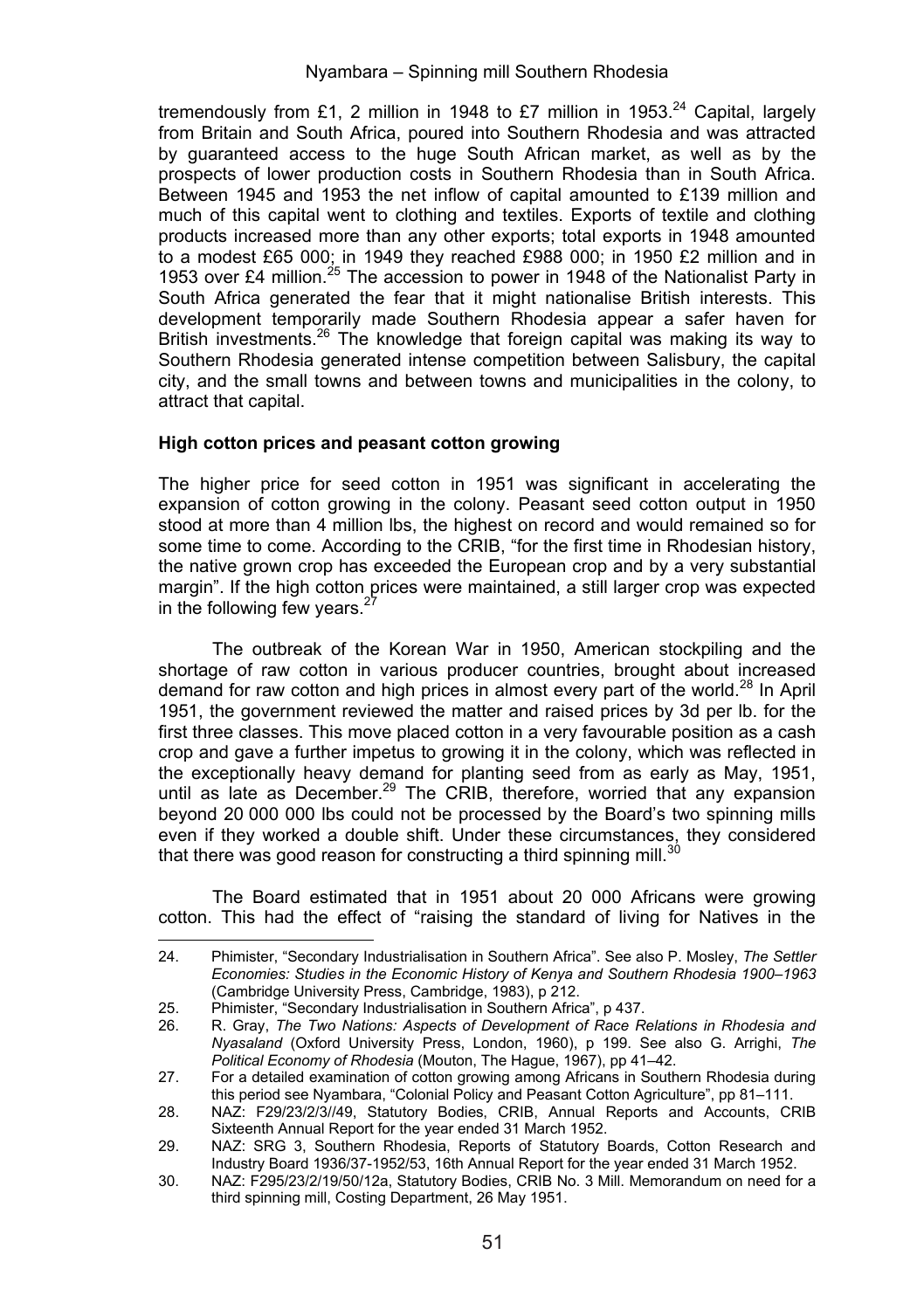tremendously from £1, 2 million in 1948 to £7 million in 1953.[24] Capital, largely from Britain and South Africa, poured into Southern Rhodesia and was attracted by guaranteed access to the huge South African market, as well as by the prospects of lower production costs in Southern Rhodesia than in South Africa. Between 1945 and 1953 the net inflow of capital amounted to £139 million and much of this capital went to clothing and textiles. Exports of textile and clothing products increased more than any other exports; total exports in 1948 amounted to a modest £65 000; in 1949 they reached £988 000; in 1950 £2 million and in 1953 over £4 million.[25] The accession to power in 1948 of the Nationalist Party in South Africa generated the fear that it might nationalise British interests. This development temporarily made Southern Rhodesia appear a safer haven for British investments.[26] The knowledge that foreign capital was making its way to Southern Rhodesia generated intense competition between Salisbury, the capital city, and the small towns and between towns and municipalities in the colony, to attract that capital.

**High cotton prices and peasant cotton growing**

The higher price for seed cotton in 1951 was significant in accelerating the expansion of cotton growing in the colony. Peasant seed cotton output in 1950 stood at more than 4 million lbs, the highest on record and would remained so for some time to come. According to the CRIB, "for the first time in Rhodesian history, the native grown crop has exceeded the European crop and by a very substantial margin". If the high cotton prices were maintained, a still larger crop was expected in the following few years.[27]

The outbreak of the Korean War in 1950, American stockpiling and the shortage of raw cotton in various producer countries, brought about increased demand for raw cotton and high prices in almost every part of the world.[28] In April 1951, the government reviewed the matter and raised prices by 3d per lb. for the first three classes. This move placed cotton in a very favourable position as a cash crop and gave a further impetus to growing it in the colony, which was reflected in the exceptionally heavy demand for planting seed from as early as May, 1951, until as late as December.[29] The CRIB, therefore, worried that any expansion beyond 20 000 000 lbs could not be processed by the Board's two spinning mills even if they worked a double shift. Under these circumstances, they considered that there was good reason for constructing a third spinning mill.[30]

The Board estimated that in 1951 about 20 000 Africans were growing cotton. This had the effect of "raising the standard of living for Natives in the

---

24. Phimister, "Secondary Industrialisation in Southern Africa". See also P. Mosley, *The Settler Economies: Studies in the Economic History of Kenya and Southern Rhodesia 1900–1963* (Cambridge University Press, Cambridge, 1983), p 212.
25. Phimister, "Secondary Industrialisation in Southern Africa", p 437.
26. R. Gray, *The Two Nations: Aspects of Development of Race Relations in Rhodesia and Nyasaland* (Oxford University Press, London, 1960), p 199. See also G. Arrighi, *The Political Economy of Rhodesia* (Mouton, The Hague, 1967), pp 41–42.
27. For a detailed examination of cotton growing among Africans in Southern Rhodesia during this period see Nyambara, "Colonial Policy and Peasant Cotton Agriculture", pp 81–111.
28. NAZ: F29/23/2/3//49, Statutory Bodies, CRIB, Annual Reports and Accounts, CRIB Sixteenth Annual Report for the year ended 31 March 1952.
29. NAZ: SRG 3, Southern Rhodesia, Reports of Statutory Boards, Cotton Research and Industry Board 1936/37-1952/53, 16th Annual Report for the year ended 31 March 1952.
30. NAZ: F295/23/2/19/50/12a, Statutory Bodies, CRIB No. 3 Mill. Memorandum on need for a third spinning mill, Costing Department, 26 May 1951.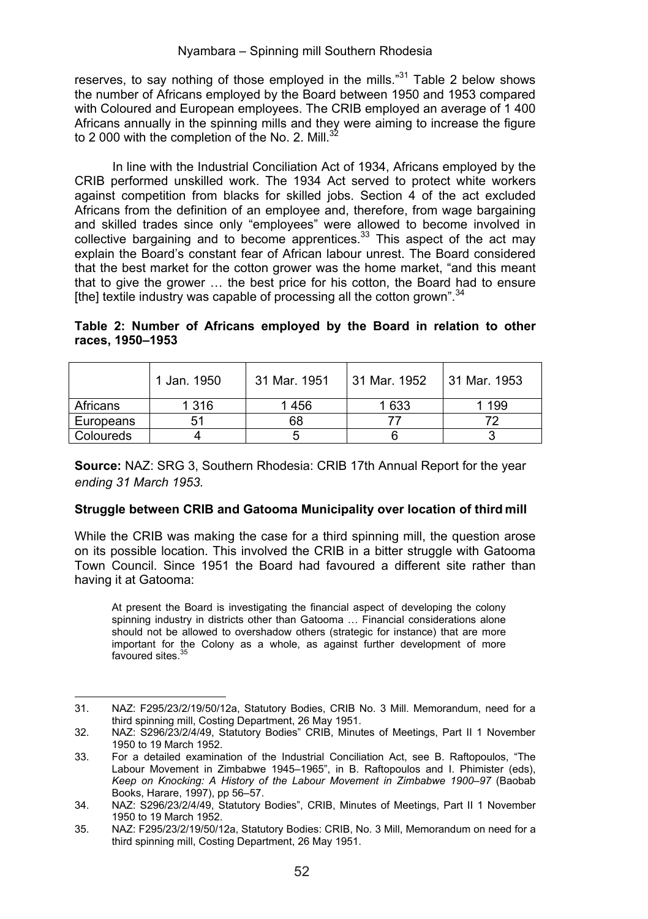reserves, to say nothing of those employed in the mills."[31] Table 2 below shows the number of Africans employed by the Board between 1950 and 1953 compared with Coloured and European employees. The CRIB employed an average of 1 400 Africans annually in the spinning mills and they were aiming to increase the figure to 2 000 with the completion of the No. 2. Mill.[32]

In line with the Industrial Conciliation Act of 1934, Africans employed by the CRIB performed unskilled work. The 1934 Act served to protect white workers against competition from blacks for skilled jobs. Section 4 of the act excluded Africans from the definition of an employee and, therefore, from wage bargaining and skilled trades since only "employees" were allowed to become involved in collective bargaining and to become apprentices.[33] This aspect of the act may explain the Board's constant fear of African labour unrest. The Board considered that the best market for the cotton grower was the home market, "and this meant that to give the grower … the best price for his cotton, the Board had to ensure [the] textile industry was capable of processing all the cotton grown".[34]

**Table 2: Number of Africans employed by the Board in relation to other races, 1950–1953**

| | 1 Jan. 1950 | 31 Mar. 1951 | 31 Mar. 1952 | 31 Mar. 1953 |
|---|---|---|---|---|
| Africans | 1 316 | 1 456 | 1 633 | 1 199 |
| Europeans | 51 | 68 | 77 | 72 |
| Coloureds | 4 | 5 | 6 | 3 |

**Source:** NAZ: SRG 3, Southern Rhodesia: CRIB 17th Annual Report for the year *ending 31 March 1953.*

**Struggle between CRIB and Gatooma Municipality over location of third mill**

While the CRIB was making the case for a third spinning mill, the question arose on its possible location. This involved the CRIB in a bitter struggle with Gatooma Town Council. Since 1951 the Board had favoured a different site rather than having it at Gatooma:

> At present the Board is investigating the financial aspect of developing the colony spinning industry in districts other than Gatooma … Financial considerations alone should not be allowed to overshadow others (strategic for instance) that are more important for the Colony as a whole, as against further development of more favoured sites.[35]

---

31. NAZ: F295/23/2/19/50/12a, Statutory Bodies, CRIB No. 3 Mill. Memorandum, need for a third spinning mill, Costing Department, 26 May 1951.
32. NAZ: S296/23/2/4/49, Statutory Bodies" CRIB, Minutes of Meetings, Part II 1 November 1950 to 19 March 1952.
33. For a detailed examination of the Industrial Conciliation Act, see B. Raftopoulos, "The Labour Movement in Zimbabwe 1945–1965", in B. Raftopoulos and I. Phimister (eds), *Keep on Knocking: A History of the Labour Movement in Zimbabwe 1900–97* (Baobab Books, Harare, 1997), pp 56–57.
34. NAZ: S296/23/2/4/49, Statutory Bodies", CRIB, Minutes of Meetings, Part II 1 November 1950 to 19 March 1952.
35. NAZ: F295/23/2/19/50/12a, Statutory Bodies: CRIB, No. 3 Mill, Memorandum on need for a third spinning mill, Costing Department, 26 May 1951.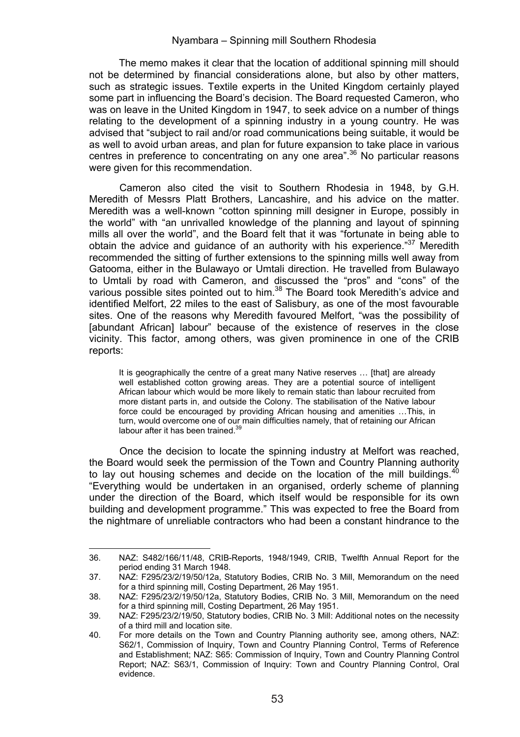The memo makes it clear that the location of additional spinning mill should not be determined by financial considerations alone, but also by other matters, such as strategic issues. Textile experts in the United Kingdom certainly played some part in influencing the Board's decision. The Board requested Cameron, who was on leave in the United Kingdom in 1947, to seek advice on a number of things relating to the development of a spinning industry in a young country. He was advised that "subject to rail and/or road communications being suitable, it would be as well to avoid urban areas, and plan for future expansion to take place in various centres in preference to concentrating on any one area".[36] No particular reasons were given for this recommendation.

Cameron also cited the visit to Southern Rhodesia in 1948, by G.H. Meredith of Messrs Platt Brothers, Lancashire, and his advice on the matter. Meredith was a well-known "cotton spinning mill designer in Europe, possibly in the world" with "an unrivalled knowledge of the planning and layout of spinning mills all over the world", and the Board felt that it was "fortunate in being able to obtain the advice and guidance of an authority with his experience."[37] Meredith recommended the sitting of further extensions to the spinning mills well away from Gatooma, either in the Bulawayo or Umtali direction. He travelled from Bulawayo to Umtali by road with Cameron, and discussed the "pros" and "cons" of the various possible sites pointed out to him.[38] The Board took Meredith's advice and identified Melfort, 22 miles to the east of Salisbury, as one of the most favourable sites. One of the reasons why Meredith favoured Melfort, "was the possibility of [abundant African] labour" because of the existence of reserves in the close vicinity. This factor, among others, was given prominence in one of the CRIB reports:

> It is geographically the centre of a great many Native reserves … [that] are already well established cotton growing areas. They are a potential source of intelligent African labour which would be more likely to remain static than labour recruited from more distant parts in, and outside the Colony. The stabilisation of the Native labour force could be encouraged by providing African housing and amenities …This, in turn, would overcome one of our main difficulties namely, that of retaining our African labour after it has been trained.[39]

Once the decision to locate the spinning industry at Melfort was reached, the Board would seek the permission of the Town and Country Planning authority to lay out housing schemes and decide on the location of the mill buildings.[40] "Everything would be undertaken in an organised, orderly scheme of planning under the direction of the Board, which itself would be responsible for its own building and development programme." This was expected to free the Board from the nightmare of unreliable contractors who had been a constant hindrance to the

---

36. NAZ: S482/166/11/48, CRIB-Reports, 1948/1949, CRIB, Twelfth Annual Report for the period ending 31 March 1948.
37. NAZ: F295/23/2/19/50/12a, Statutory Bodies, CRIB No. 3 Mill, Memorandum on the need for a third spinning mill, Costing Department, 26 May 1951.
38. NAZ: F295/23/2/19/50/12a, Statutory Bodies, CRIB No. 3 Mill, Memorandum on the need for a third spinning mill, Costing Department, 26 May 1951.
39. NAZ: F295/23/2/19/50, Statutory bodies, CRIB No. 3 Mill: Additional notes on the necessity of a third mill and location site.
40. For more details on the Town and Country Planning authority see, among others, NAZ: S62/1, Commission of Inquiry, Town and Country Planning Control, Terms of Reference and Establishment; NAZ: S65: Commission of Inquiry, Town and Country Planning Control Report; NAZ: S63/1, Commission of Inquiry: Town and Country Planning Control, Oral evidence.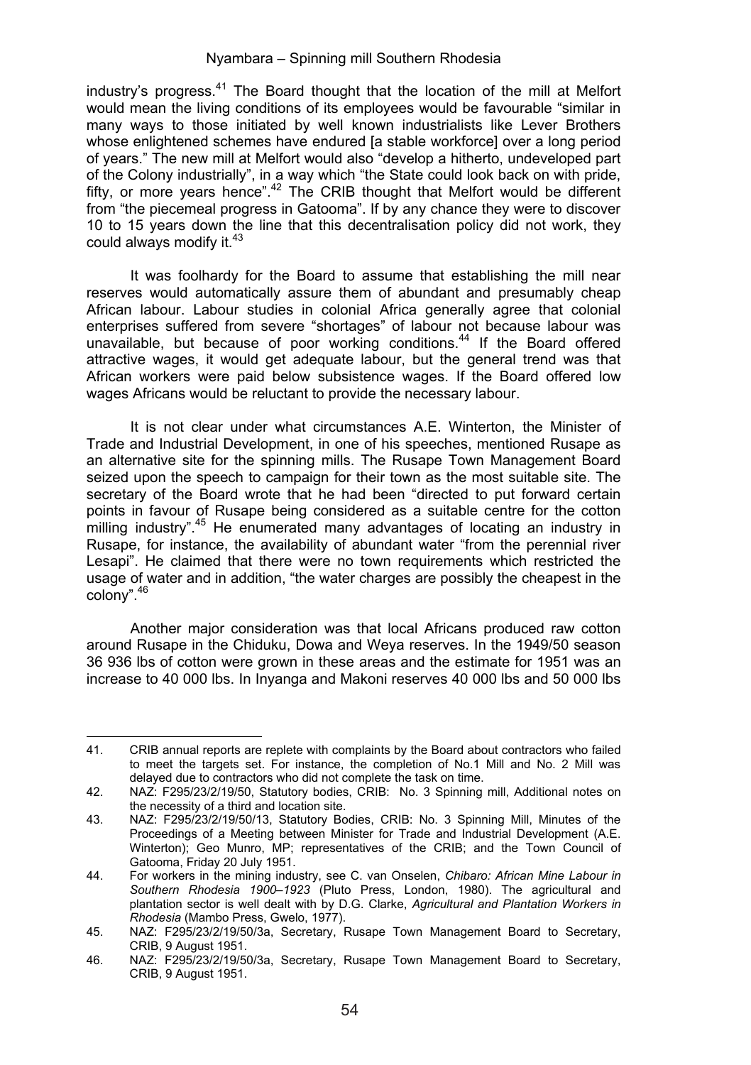industry's progress.[41] The Board thought that the location of the mill at Melfort would mean the living conditions of its employees would be favourable "similar in many ways to those initiated by well known industrialists like Lever Brothers whose enlightened schemes have endured [a stable workforce] over a long period of years." The new mill at Melfort would also "develop a hitherto, undeveloped part of the Colony industrially", in a way which "the State could look back on with pride, fifty, or more years hence".[42] The CRIB thought that Melfort would be different from "the piecemeal progress in Gatooma". If by any chance they were to discover 10 to 15 years down the line that this decentralisation policy did not work, they could always modify it.[43]

It was foolhardy for the Board to assume that establishing the mill near reserves would automatically assure them of abundant and presumably cheap African labour. Labour studies in colonial Africa generally agree that colonial enterprises suffered from severe "shortages" of labour not because labour was unavailable, but because of poor working conditions.[44] If the Board offered attractive wages, it would get adequate labour, but the general trend was that African workers were paid below subsistence wages. If the Board offered low wages Africans would be reluctant to provide the necessary labour.

It is not clear under what circumstances A.E. Winterton, the Minister of Trade and Industrial Development, in one of his speeches, mentioned Rusape as an alternative site for the spinning mills. The Rusape Town Management Board seized upon the speech to campaign for their town as the most suitable site. The secretary of the Board wrote that he had been "directed to put forward certain points in favour of Rusape being considered as a suitable centre for the cotton milling industry".[45] He enumerated many advantages of locating an industry in Rusape, for instance, the availability of abundant water "from the perennial river Lesapi". He claimed that there were no town requirements which restricted the usage of water and in addition, "the water charges are possibly the cheapest in the colony".[46]

Another major consideration was that local Africans produced raw cotton around Rusape in the Chiduku, Dowa and Weya reserves. In the 1949/50 season 36 936 lbs of cotton were grown in these areas and the estimate for 1951 was an increase to 40 000 lbs. In Inyanga and Makoni reserves 40 000 lbs and 50 000 lbs

---

41. CRIB annual reports are replete with complaints by the Board about contractors who failed to meet the targets set. For instance, the completion of No.1 Mill and No. 2 Mill was delayed due to contractors who did not complete the task on time.
42. NAZ: F295/23/2/19/50, Statutory bodies, CRIB: No. 3 Spinning mill, Additional notes on the necessity of a third and location site.
43. NAZ: F295/23/2/19/50/13, Statutory Bodies, CRIB: No. 3 Spinning Mill, Minutes of the Proceedings of a Meeting between Minister for Trade and Industrial Development (A.E. Winterton); Geo Munro, MP; representatives of the CRIB; and the Town Council of Gatooma, Friday 20 July 1951.
44. For workers in the mining industry, see C. van Onselen, *Chibaro: African Mine Labour in Southern Rhodesia 1900–1923* (Pluto Press, London, 1980). The agricultural and plantation sector is well dealt with by D.G. Clarke, *Agricultural and Plantation Workers in Rhodesia* (Mambo Press, Gwelo, 1977).
45. NAZ: F295/23/2/19/50/3a, Secretary, Rusape Town Management Board to Secretary, CRIB, 9 August 1951.
46. NAZ: F295/23/2/19/50/3a, Secretary, Rusape Town Management Board to Secretary, CRIB, 9 August 1951.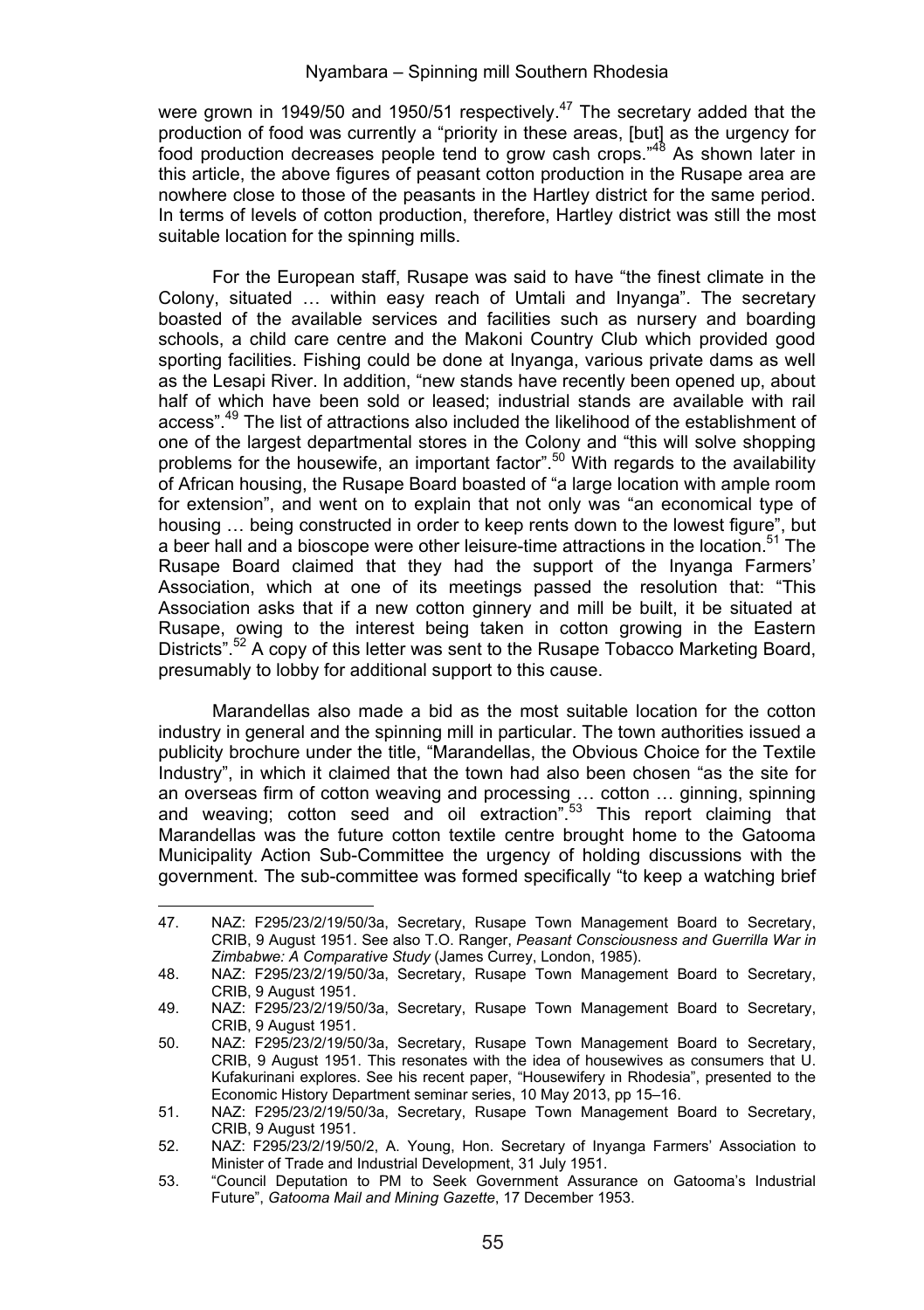were grown in 1949/50 and 1950/51 respectively.[47] The secretary added that the production of food was currently a "priority in these areas, [but] as the urgency for food production decreases people tend to grow cash crops."[48] As shown later in this article, the above figures of peasant cotton production in the Rusape area are nowhere close to those of the peasants in the Hartley district for the same period. In terms of levels of cotton production, therefore, Hartley district was still the most suitable location for the spinning mills.

For the European staff, Rusape was said to have "the finest climate in the Colony, situated … within easy reach of Umtali and Inyanga". The secretary boasted of the available services and facilities such as nursery and boarding schools, a child care centre and the Makoni Country Club which provided good sporting facilities. Fishing could be done at Inyanga, various private dams as well as the Lesapi River. In addition, "new stands have recently been opened up, about half of which have been sold or leased; industrial stands are available with rail access".[49] The list of attractions also included the likelihood of the establishment of one of the largest departmental stores in the Colony and "this will solve shopping problems for the housewife, an important factor".[50] With regards to the availability of African housing, the Rusape Board boasted of "a large location with ample room for extension", and went on to explain that not only was "an economical type of housing … being constructed in order to keep rents down to the lowest figure", but a beer hall and a bioscope were other leisure-time attractions in the location.[51] The Rusape Board claimed that they had the support of the Inyanga Farmers' Association, which at one of its meetings passed the resolution that: "This Association asks that if a new cotton ginnery and mill be built, it be situated at Rusape, owing to the interest being taken in cotton growing in the Eastern Districts".[52] A copy of this letter was sent to the Rusape Tobacco Marketing Board, presumably to lobby for additional support to this cause.

Marandellas also made a bid as the most suitable location for the cotton industry in general and the spinning mill in particular. The town authorities issued a publicity brochure under the title, "Marandellas, the Obvious Choice for the Textile Industry", in which it claimed that the town had also been chosen "as the site for an overseas firm of cotton weaving and processing … cotton … ginning, spinning and weaving; cotton seed and oil extraction".[53] This report claiming that Marandellas was the future cotton textile centre brought home to the Gatooma Municipality Action Sub-Committee the urgency of holding discussions with the government. The sub-committee was formed specifically "to keep a watching brief

---

47. NAZ: F295/23/2/19/50/3a, Secretary, Rusape Town Management Board to Secretary, CRIB, 9 August 1951. See also T.O. Ranger, *Peasant Consciousness and Guerrilla War in Zimbabwe: A Comparative Study* (James Currey, London, 1985).
48. NAZ: F295/23/2/19/50/3a, Secretary, Rusape Town Management Board to Secretary, CRIB, 9 August 1951.
49. NAZ: F295/23/2/19/50/3a, Secretary, Rusape Town Management Board to Secretary, CRIB, 9 August 1951.
50. NAZ: F295/23/2/19/50/3a, Secretary, Rusape Town Management Board to Secretary, CRIB, 9 August 1951. This resonates with the idea of housewives as consumers that U. Kufakurinani explores. See his recent paper, "Housewifery in Rhodesia", presented to the Economic History Department seminar series, 10 May 2013, pp 15–16.
51. NAZ: F295/23/2/19/50/3a, Secretary, Rusape Town Management Board to Secretary, CRIB, 9 August 1951.
52. NAZ: F295/23/2/19/50/2, A. Young, Hon. Secretary of Inyanga Farmers' Association to Minister of Trade and Industrial Development, 31 July 1951.
53. "Council Deputation to PM to Seek Government Assurance on Gatooma's Industrial Future", *Gatooma Mail and Mining Gazette*, 17 December 1953.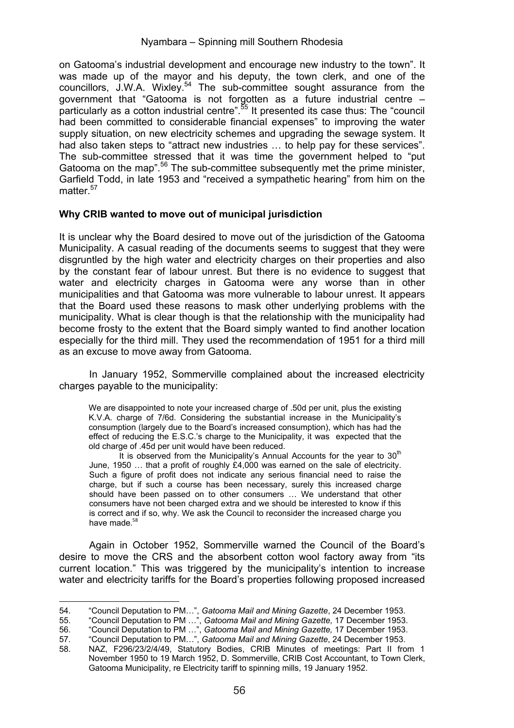on Gatooma's industrial development and encourage new industry to the town". It was made up of the mayor and his deputy, the town clerk, and one of the councillors, J.W.A. Wixley.[54] The sub-committee sought assurance from the government that "Gatooma is not forgotten as a future industrial centre – particularly as a cotton industrial centre".[55] It presented its case thus: The "council had been committed to considerable financial expenses" to improving the water supply situation, on new electricity schemes and upgrading the sewage system. It had also taken steps to "attract new industries … to help pay for these services". The sub-committee stressed that it was time the government helped to "put Gatooma on the map".[56] The sub-committee subsequently met the prime minister, Garfield Todd, in late 1953 and "received a sympathetic hearing" from him on the matter.[57]

**Why CRIB wanted to move out of municipal jurisdiction**

It is unclear why the Board desired to move out of the jurisdiction of the Gatooma Municipality. A casual reading of the documents seems to suggest that they were disgruntled by the high water and electricity charges on their properties and also by the constant fear of labour unrest. But there is no evidence to suggest that water and electricity charges in Gatooma were any worse than in other municipalities and that Gatooma was more vulnerable to labour unrest. It appears that the Board used these reasons to mask other underlying problems with the municipality. What is clear though is that the relationship with the municipality had become frosty to the extent that the Board simply wanted to find another location especially for the third mill. They used the recommendation of 1951 for a third mill as an excuse to move away from Gatooma.

In January 1952, Sommerville complained about the increased electricity charges payable to the municipality:

> We are disappointed to note your increased charge of .50d per unit, plus the existing K.V.A. charge of 7/6d. Considering the substantial increase in the Municipality's consumption (largely due to the Board's increased consumption), which has had the effect of reducing the E.S.C.'s charge to the Municipality, it was expected that the old charge of .45d per unit would have been reduced.
>
> It is observed from the Municipality's Annual Accounts for the year to 30th June, 1950 … that a profit of roughly £4,000 was earned on the sale of electricity. Such a figure of profit does not indicate any serious financial need to raise the charge, but if such a course has been necessary, surely this increased charge should have been passed on to other consumers … We understand that other consumers have not been charged extra and we should be interested to know if this is correct and if so, why. We ask the Council to reconsider the increased charge you have made.[58]

Again in October 1952, Sommerville warned the Council of the Board's desire to move the CRS and the absorbent cotton wool factory away from "its current location." This was triggered by the municipality's intention to increase water and electricity tariffs for the Board's properties following proposed increased

---

54. "Council Deputation to PM…", *Gatooma Mail and Mining Gazette*, 24 December 1953.
55. "Council Deputation to PM …", *Gatooma Mail and Mining Gazette,* 17 December 1953.
56. "Council Deputation to PM …", *Gatooma Mail and Mining Gazette,* 17 December 1953.
57. "Council Deputation to PM…", *Gatooma Mail and Mining Gazette*, 24 December 1953.
58. NAZ, F296/23/2/4/49, Statutory Bodies, CRIB Minutes of meetings: Part II from 1 November 1950 to 19 March 1952, D. Sommerville, CRIB Cost Accountant, to Town Clerk, Gatooma Municipality, re Electricity tariff to spinning mills, 19 January 1952.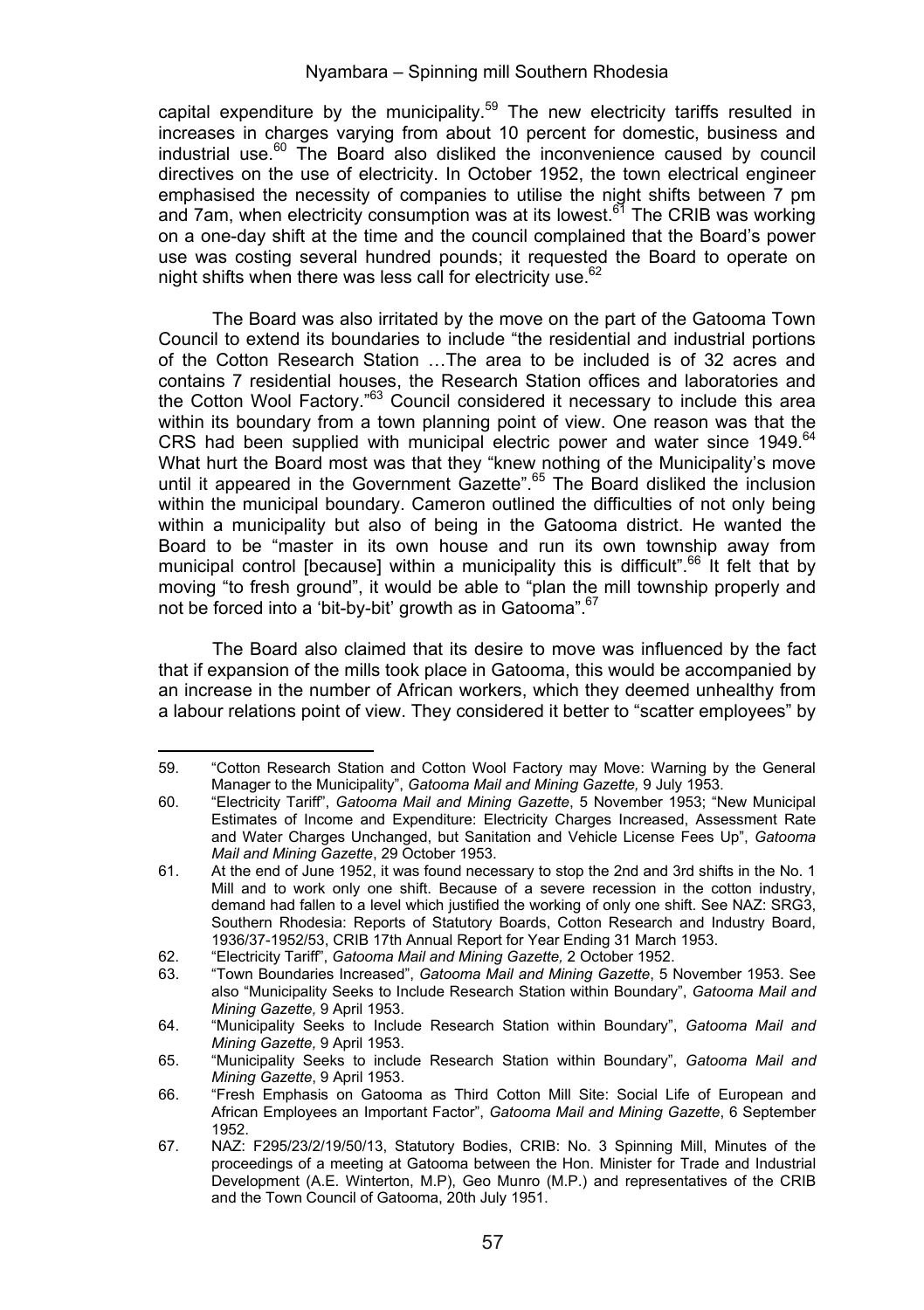capital expenditure by the municipality.[59] The new electricity tariffs resulted in increases in charges varying from about 10 percent for domestic, business and industrial use.[60] The Board also disliked the inconvenience caused by council directives on the use of electricity. In October 1952, the town electrical engineer emphasised the necessity of companies to utilise the night shifts between 7 pm and 7am, when electricity consumption was at its lowest.[61] The CRIB was working on a one-day shift at the time and the council complained that the Board's power use was costing several hundred pounds; it requested the Board to operate on night shifts when there was less call for electricity use.[62]

The Board was also irritated by the move on the part of the Gatooma Town Council to extend its boundaries to include "the residential and industrial portions of the Cotton Research Station …The area to be included is of 32 acres and contains 7 residential houses, the Research Station offices and laboratories and the Cotton Wool Factory."[63] Council considered it necessary to include this area within its boundary from a town planning point of view. One reason was that the CRS had been supplied with municipal electric power and water since 1949.[64] What hurt the Board most was that they "knew nothing of the Municipality's move until it appeared in the Government Gazette".[65] The Board disliked the inclusion within the municipal boundary. Cameron outlined the difficulties of not only being within a municipality but also of being in the Gatooma district. He wanted the Board to be "master in its own house and run its own township away from municipal control [because] within a municipality this is difficult".[66] It felt that by moving "to fresh ground", it would be able to "plan the mill township properly and not be forced into a 'bit-by-bit' growth as in Gatooma".[67]

The Board also claimed that its desire to move was influenced by the fact that if expansion of the mills took place in Gatooma, this would be accompanied by an increase in the number of African workers, which they deemed unhealthy from a labour relations point of view. They considered it better to "scatter employees" by

---

59. "Cotton Research Station and Cotton Wool Factory may Move: Warning by the General Manager to the Municipality", *Gatooma Mail and Mining Gazette,* 9 July 1953.
60. "Electricity Tariff", *Gatooma Mail and Mining Gazette*, 5 November 1953; "New Municipal Estimates of Income and Expenditure: Electricity Charges Increased, Assessment Rate and Water Charges Unchanged, but Sanitation and Vehicle License Fees Up", *Gatooma Mail and Mining Gazette*, 29 October 1953.
61. At the end of June 1952, it was found necessary to stop the 2nd and 3rd shifts in the No. 1 Mill and to work only one shift. Because of a severe recession in the cotton industry, demand had fallen to a level which justified the working of only one shift. See NAZ: SRG3, Southern Rhodesia: Reports of Statutory Boards, Cotton Research and Industry Board, 1936/37-1952/53, CRIB 17th Annual Report for Year Ending 31 March 1953.
62. "Electricity Tariff", *Gatooma Mail and Mining Gazette,* 2 October 1952.
63. "Town Boundaries Increased", *Gatooma Mail and Mining Gazette*, 5 November 1953. See also "Municipality Seeks to Include Research Station within Boundary", *Gatooma Mail and Mining Gazette,* 9 April 1953.
64. "Municipality Seeks to Include Research Station within Boundary", *Gatooma Mail and Mining Gazette,* 9 April 1953.
65. "Municipality Seeks to include Research Station within Boundary", *Gatooma Mail and Mining Gazette*, 9 April 1953.
66. "Fresh Emphasis on Gatooma as Third Cotton Mill Site: Social Life of European and African Employees an Important Factor", *Gatooma Mail and Mining Gazette*, 6 September 1952.
67. NAZ: F295/23/2/19/50/13, Statutory Bodies, CRIB: No. 3 Spinning Mill, Minutes of the proceedings of a meeting at Gatooma between the Hon. Minister for Trade and Industrial Development (A.E. Winterton, M.P), Geo Munro (M.P.) and representatives of the CRIB and the Town Council of Gatooma, 20th July 1951.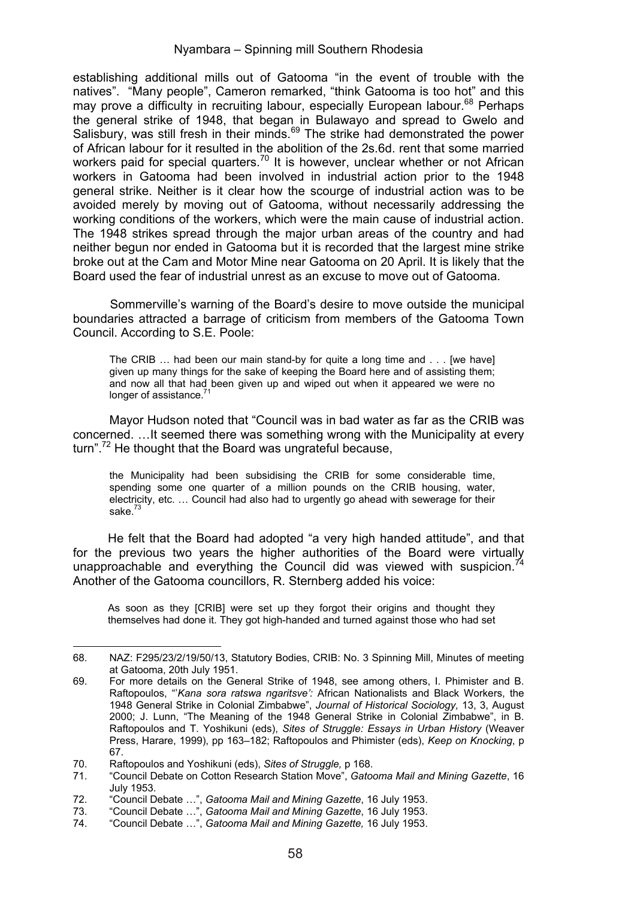establishing additional mills out of Gatooma "in the event of trouble with the natives". "Many people", Cameron remarked, "think Gatooma is too hot" and this may prove a difficulty in recruiting labour, especially European labour.[68] Perhaps the general strike of 1948, that began in Bulawayo and spread to Gwelo and Salisbury, was still fresh in their minds.[69] The strike had demonstrated the power of African labour for it resulted in the abolition of the 2s.6d. rent that some married workers paid for special quarters.[70] It is however, unclear whether or not African workers in Gatooma had been involved in industrial action prior to the 1948 general strike. Neither is it clear how the scourge of industrial action was to be avoided merely by moving out of Gatooma, without necessarily addressing the working conditions of the workers, which were the main cause of industrial action. The 1948 strikes spread through the major urban areas of the country and had neither begun nor ended in Gatooma but it is recorded that the largest mine strike broke out at the Cam and Motor Mine near Gatooma on 20 April. It is likely that the Board used the fear of industrial unrest as an excuse to move out of Gatooma.

Sommerville's warning of the Board's desire to move outside the municipal boundaries attracted a barrage of criticism from members of the Gatooma Town Council. According to S.E. Poole:

> The CRIB … had been our main stand-by for quite a long time and . . . [we have] given up many things for the sake of keeping the Board here and of assisting them; and now all that had been given up and wiped out when it appeared we were no longer of assistance.[71]

Mayor Hudson noted that "Council was in bad water as far as the CRIB was concerned. …It seemed there was something wrong with the Municipality at every turn".[72] He thought that the Board was ungrateful because,

> the Municipality had been subsidising the CRIB for some considerable time, spending some one quarter of a million pounds on the CRIB housing, water, electricity, etc. … Council had also had to urgently go ahead with sewerage for their sake.[73]

He felt that the Board had adopted "a very high handed attitude", and that for the previous two years the higher authorities of the Board were virtually unapproachable and everything the Council did was viewed with suspicion.[74] Another of the Gatooma councillors, R. Sternberg added his voice:

> As soon as they [CRIB] were set up they forgot their origins and thought they themselves had done it. They got high-handed and turned against those who had set

---

68. NAZ: F295/23/2/19/50/13, Statutory Bodies, CRIB: No. 3 Spinning Mill, Minutes of meeting at Gatooma, 20th July 1951.
69. For more details on the General Strike of 1948, see among others, I. Phimister and B. Raftopoulos, "'*Kana sora ratswa ngaritsve'*: African Nationalists and Black Workers, the 1948 General Strike in Colonial Zimbabwe", *Journal of Historical Sociology,* 13, 3, August 2000; J. Lunn, "The Meaning of the 1948 General Strike in Colonial Zimbabwe", in B. Raftopoulos and T. Yoshikuni (eds), *Sites of Struggle: Essays in Urban History* (Weaver Press, Harare, 1999), pp 163–182; Raftopoulos and Phimister (eds), *Keep on Knocking*, p 67.
70. Raftopoulos and Yoshikuni (eds), *Sites of Struggle,* p 168.
71. "Council Debate on Cotton Research Station Move", *Gatooma Mail and Mining Gazette*, 16 July 1953.
72. "Council Debate …", *Gatooma Mail and Mining Gazette*, 16 July 1953.
73. "Council Debate …", *Gatooma Mail and Mining Gazette*, 16 July 1953.
74. "Council Debate …", *Gatooma Mail and Mining Gazette,* 16 July 1953.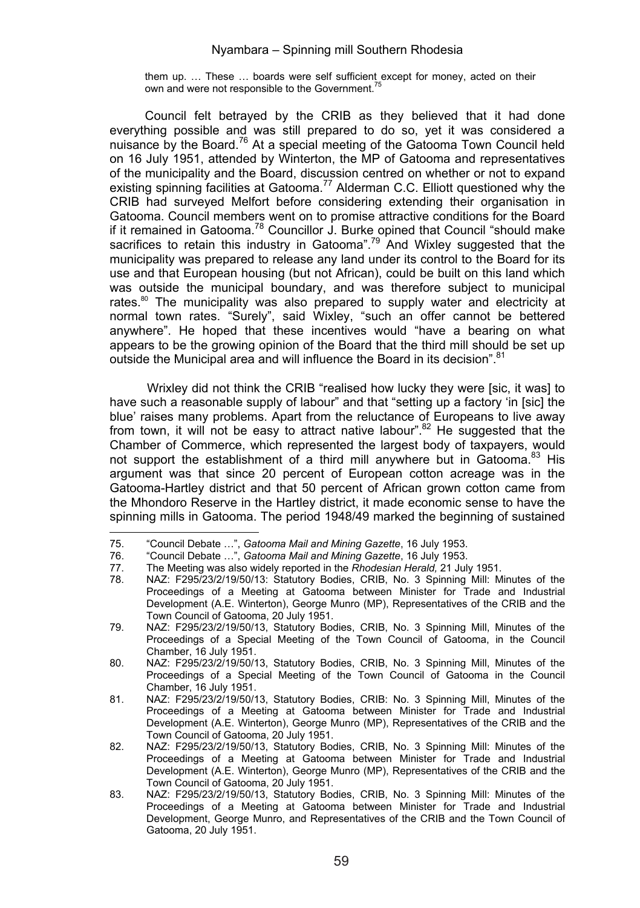> them up. … These … boards were self sufficient except for money, acted on their own and were not responsible to the Government.[75]

Council felt betrayed by the CRIB as they believed that it had done everything possible and was still prepared to do so, yet it was considered a nuisance by the Board.[76] At a special meeting of the Gatooma Town Council held on 16 July 1951, attended by Winterton, the MP of Gatooma and representatives of the municipality and the Board, discussion centred on whether or not to expand existing spinning facilities at Gatooma.[77] Alderman C.C. Elliott questioned why the CRIB had surveyed Melfort before considering extending their organisation in Gatooma. Council members went on to promise attractive conditions for the Board if it remained in Gatooma.[78] Councillor J. Burke opined that Council "should make sacrifices to retain this industry in Gatooma".[79] And Wixley suggested that the municipality was prepared to release any land under its control to the Board for its use and that European housing (but not African), could be built on this land which was outside the municipal boundary, and was therefore subject to municipal rates.[80] The municipality was also prepared to supply water and electricity at normal town rates. "Surely", said Wixley, "such an offer cannot be bettered anywhere". He hoped that these incentives would "have a bearing on what appears to be the growing opinion of the Board that the third mill should be set up outside the Municipal area and will influence the Board in its decision".[81]

Wrixley did not think the CRIB "realised how lucky they were [sic, it was] to have such a reasonable supply of labour" and that "setting up a factory 'in [sic] the blue' raises many problems. Apart from the reluctance of Europeans to live away from town, it will not be easy to attract native labour".[82] He suggested that the Chamber of Commerce, which represented the largest body of taxpayers, would not support the establishment of a third mill anywhere but in Gatooma.[83] His argument was that since 20 percent of European cotton acreage was in the Gatooma-Hartley district and that 50 percent of African grown cotton came from the Mhondoro Reserve in the Hartley district, it made economic sense to have the spinning mills in Gatooma. The period 1948/49 marked the beginning of sustained

---

75. "Council Debate …", *Gatooma Mail and Mining Gazette*, 16 July 1953.
76. "Council Debate …", *Gatooma Mail and Mining Gazette*, 16 July 1953.
77. The Meeting was also widely reported in the *Rhodesian Herald,* 21 July 1951.
78. NAZ: F295/23/2/19/50/13: Statutory Bodies, CRIB, No. 3 Spinning Mill: Minutes of the Proceedings of a Meeting at Gatooma between Minister for Trade and Industrial Development (A.E. Winterton), George Munro (MP), Representatives of the CRIB and the Town Council of Gatooma, 20 July 1951.
79. NAZ: F295/23/2/19/50/13, Statutory Bodies, CRIB, No. 3 Spinning Mill, Minutes of the Proceedings of a Special Meeting of the Town Council of Gatooma, in the Council Chamber, 16 July 1951.
80. NAZ: F295/23/2/19/50/13, Statutory Bodies, CRIB, No. 3 Spinning Mill, Minutes of the Proceedings of a Special Meeting of the Town Council of Gatooma in the Council Chamber, 16 July 1951.
81. NAZ: F295/23/2/19/50/13, Statutory Bodies, CRIB: No. 3 Spinning Mill, Minutes of the Proceedings of a Meeting at Gatooma between Minister for Trade and Industrial Development (A.E. Winterton), George Munro (MP), Representatives of the CRIB and the Town Council of Gatooma, 20 July 1951.
82. NAZ: F295/23/2/19/50/13, Statutory Bodies, CRIB, No. 3 Spinning Mill: Minutes of the Proceedings of a Meeting at Gatooma between Minister for Trade and Industrial Development (A.E. Winterton), George Munro (MP), Representatives of the CRIB and the Town Council of Gatooma, 20 July 1951.
83. NAZ: F295/23/2/19/50/13, Statutory Bodies, CRIB, No. 3 Spinning Mill: Minutes of the Proceedings of a Meeting at Gatooma between Minister for Trade and Industrial Development, George Munro, and Representatives of the CRIB and the Town Council of Gatooma, 20 July 1951.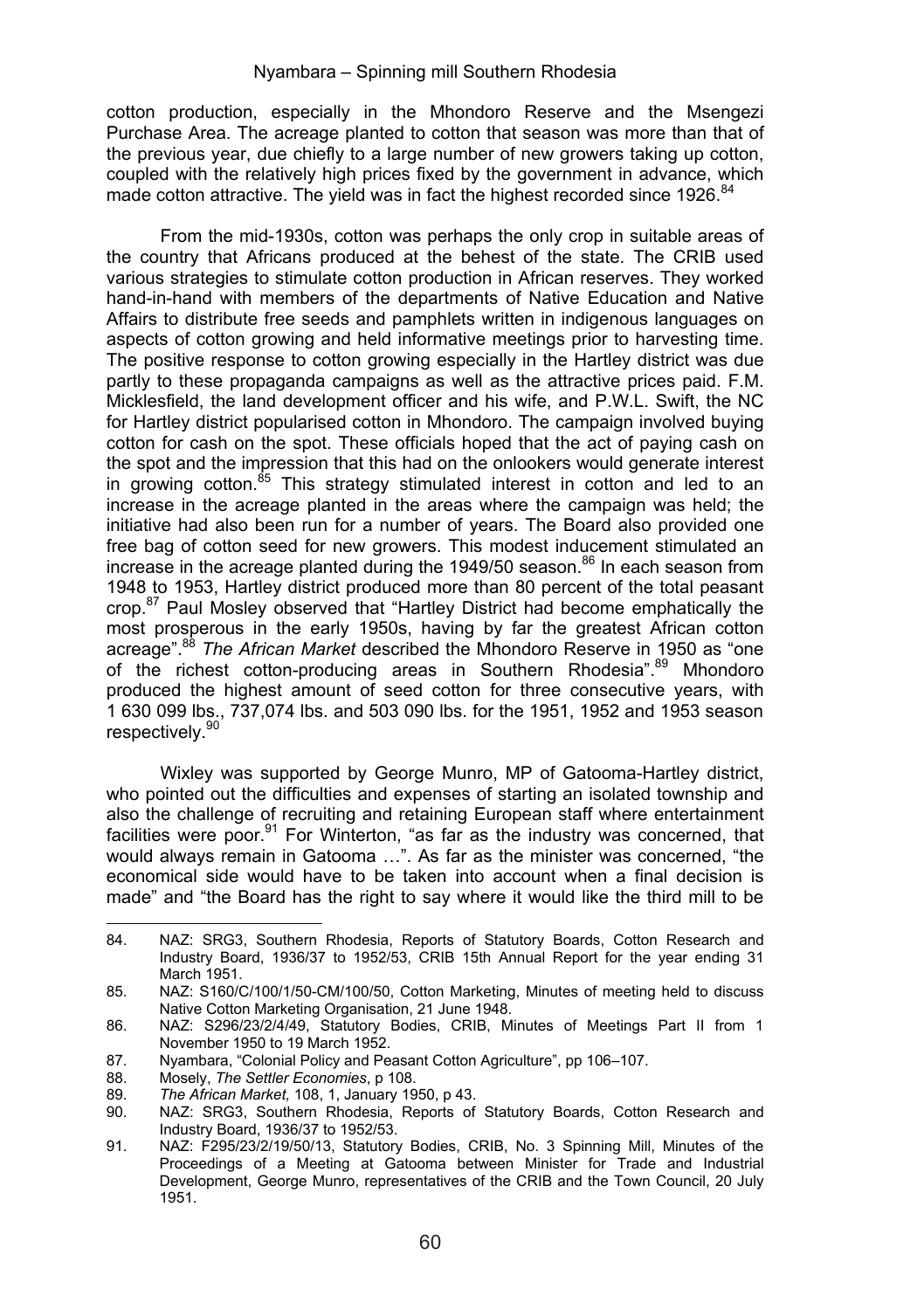cotton production, especially in the Mhondoro Reserve and the Msengezi Purchase Area. The acreage planted to cotton that season was more than that of the previous year, due chiefly to a large number of new growers taking up cotton, coupled with the relatively high prices fixed by the government in advance, which made cotton attractive. The yield was in fact the highest recorded since 1926.[84]

From the mid-1930s, cotton was perhaps the only crop in suitable areas of the country that Africans produced at the behest of the state. The CRIB used various strategies to stimulate cotton production in African reserves. They worked hand-in-hand with members of the departments of Native Education and Native Affairs to distribute free seeds and pamphlets written in indigenous languages on aspects of cotton growing and held informative meetings prior to harvesting time. The positive response to cotton growing especially in the Hartley district was due partly to these propaganda campaigns as well as the attractive prices paid. F.M. Micklesfield, the land development officer and his wife, and P.W.L. Swift, the NC for Hartley district popularised cotton in Mhondoro. The campaign involved buying cotton for cash on the spot. These officials hoped that the act of paying cash on the spot and the impression that this had on the onlookers would generate interest in growing cotton.[85] This strategy stimulated interest in cotton and led to an increase in the acreage planted in the areas where the campaign was held; the initiative had also been run for a number of years. The Board also provided one free bag of cotton seed for new growers. This modest inducement stimulated an increase in the acreage planted during the 1949/50 season.[86] In each season from 1948 to 1953, Hartley district produced more than 80 percent of the total peasant crop.[87] Paul Mosley observed that "Hartley District had become emphatically the most prosperous in the early 1950s, having by far the greatest African cotton acreage".[88] *The African Market* described the Mhondoro Reserve in 1950 as "one of the richest cotton-producing areas in Southern Rhodesia".[89] Mhondoro produced the highest amount of seed cotton for three consecutive years, with 1 630 099 lbs., 737,074 lbs. and 503 090 lbs. for the 1951, 1952 and 1953 season respectively.[90]

Wixley was supported by George Munro, MP of Gatooma-Hartley district, who pointed out the difficulties and expenses of starting an isolated township and also the challenge of recruiting and retaining European staff where entertainment facilities were poor.[91] For Winterton, "as far as the industry was concerned, that would always remain in Gatooma …". As far as the minister was concerned, "the economical side would have to be taken into account when a final decision is made" and "the Board has the right to say where it would like the third mill to be

---

84. NAZ: SRG3, Southern Rhodesia, Reports of Statutory Boards, Cotton Research and Industry Board, 1936/37 to 1952/53, CRIB 15th Annual Report for the year ending 31 March 1951.
85. NAZ: S160/C/100/1/50-CM/100/50, Cotton Marketing, Minutes of meeting held to discuss Native Cotton Marketing Organisation, 21 June 1948.
86. NAZ: S296/23/2/4/49, Statutory Bodies, CRIB, Minutes of Meetings Part II from 1 November 1950 to 19 March 1952.
87. Nyambara, "Colonial Policy and Peasant Cotton Agriculture", pp 106–107.
88. Mosely, *The Settler Economies*, p 108.
89. *The African Market,* 108, 1, January 1950, p 43.
90. NAZ: SRG3, Southern Rhodesia, Reports of Statutory Boards, Cotton Research and Industry Board, 1936/37 to 1952/53.
91. NAZ: F295/23/2/19/50/13, Statutory Bodies, CRIB, No. 3 Spinning Mill, Minutes of the Proceedings of a Meeting at Gatooma between Minister for Trade and Industrial Development, George Munro, representatives of the CRIB and the Town Council, 20 July 1951.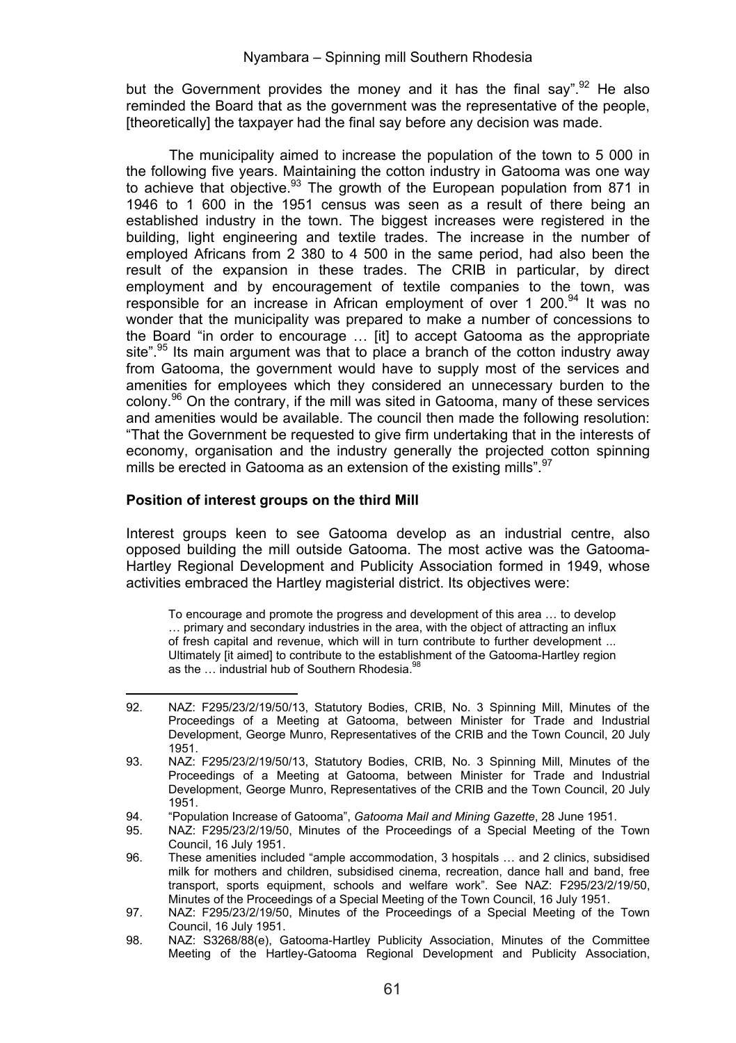but the Government provides the money and it has the final say".[92] He also reminded the Board that as the government was the representative of the people, [theoretically] the taxpayer had the final say before any decision was made.

The municipality aimed to increase the population of the town to 5 000 in the following five years. Maintaining the cotton industry in Gatooma was one way to achieve that objective.[93] The growth of the European population from 871 in 1946 to 1 600 in the 1951 census was seen as a result of there being an established industry in the town. The biggest increases were registered in the building, light engineering and textile trades. The increase in the number of employed Africans from 2 380 to 4 500 in the same period, had also been the result of the expansion in these trades. The CRIB in particular, by direct employment and by encouragement of textile companies to the town, was responsible for an increase in African employment of over 1 200.[94] It was no wonder that the municipality was prepared to make a number of concessions to the Board "in order to encourage … [it] to accept Gatooma as the appropriate site".[95] Its main argument was that to place a branch of the cotton industry away from Gatooma, the government would have to supply most of the services and amenities for employees which they considered an unnecessary burden to the colony.[96] On the contrary, if the mill was sited in Gatooma, many of these services and amenities would be available. The council then made the following resolution: "That the Government be requested to give firm undertaking that in the interests of economy, organisation and the industry generally the projected cotton spinning mills be erected in Gatooma as an extension of the existing mills".[97]

**Position of interest groups on the third Mill**

Interest groups keen to see Gatooma develop as an industrial centre, also opposed building the mill outside Gatooma. The most active was the Gatooma-Hartley Regional Development and Publicity Association formed in 1949, whose activities embraced the Hartley magisterial district. Its objectives were:

> To encourage and promote the progress and development of this area … to develop … primary and secondary industries in the area, with the object of attracting an influx of fresh capital and revenue, which will in turn contribute to further development ... Ultimately [it aimed] to contribute to the establishment of the Gatooma-Hartley region as the … industrial hub of Southern Rhodesia.[98]

---

92. NAZ: F295/23/2/19/50/13, Statutory Bodies, CRIB, No. 3 Spinning Mill, Minutes of the Proceedings of a Meeting at Gatooma, between Minister for Trade and Industrial Development, George Munro, Representatives of the CRIB and the Town Council, 20 July 1951.
93. NAZ: F295/23/2/19/50/13, Statutory Bodies, CRIB, No. 3 Spinning Mill, Minutes of the Proceedings of a Meeting at Gatooma, between Minister for Trade and Industrial Development, George Munro, Representatives of the CRIB and the Town Council, 20 July 1951.
94. "Population Increase of Gatooma", *Gatooma Mail and Mining Gazette*, 28 June 1951.
95. NAZ: F295/23/2/19/50, Minutes of the Proceedings of a Special Meeting of the Town Council, 16 July 1951.
96. These amenities included "ample accommodation, 3 hospitals … and 2 clinics, subsidised milk for mothers and children, subsidised cinema, recreation, dance hall and band, free transport, sports equipment, schools and welfare work". See NAZ: F295/23/2/19/50, Minutes of the Proceedings of a Special Meeting of the Town Council, 16 July 1951.
97. NAZ: F295/23/2/19/50, Minutes of the Proceedings of a Special Meeting of the Town Council, 16 July 1951.
98. NAZ: S3268/88(e), Gatooma-Hartley Publicity Association, Minutes of the Committee Meeting of the Hartley-Gatooma Regional Development and Publicity Association,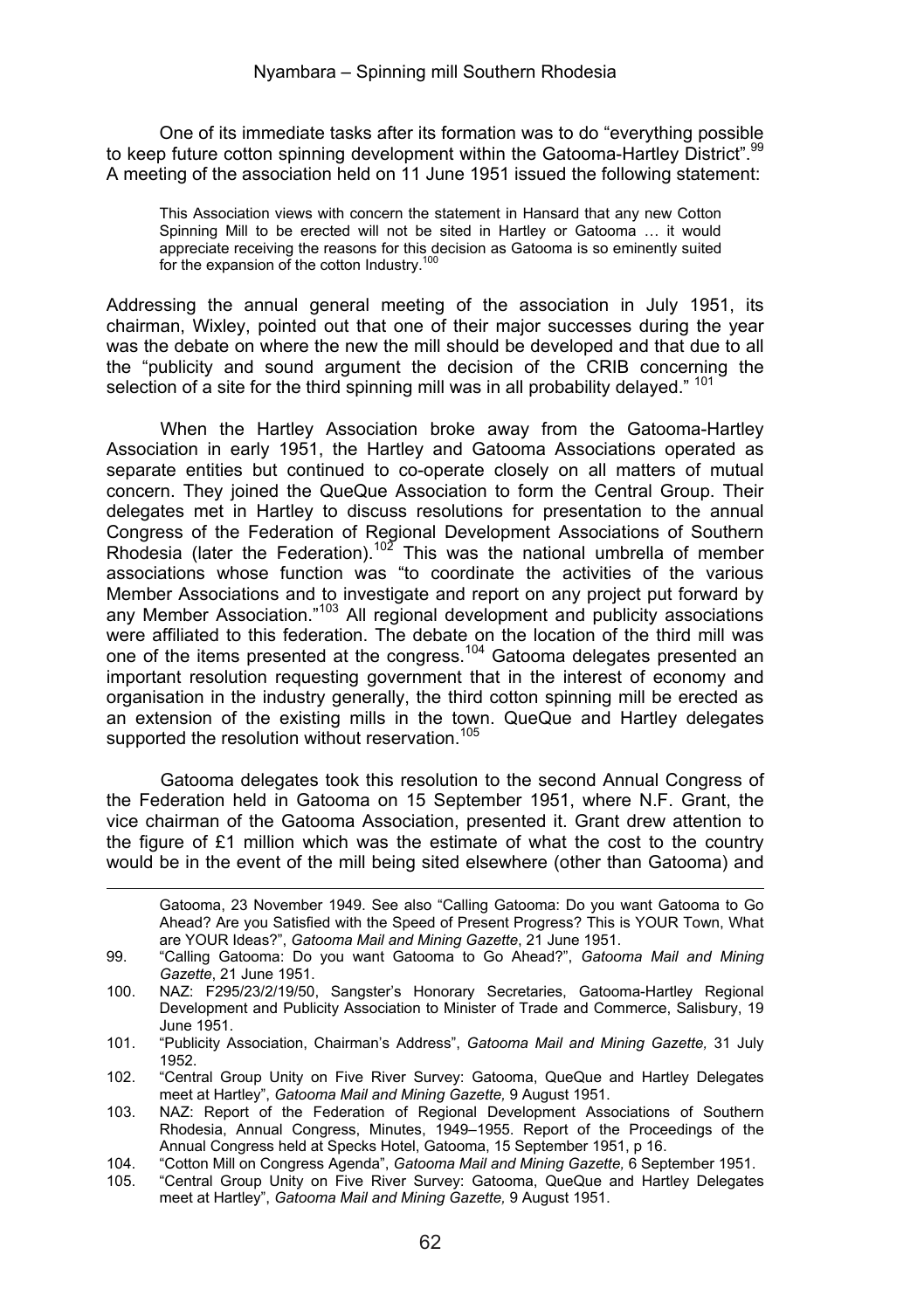One of its immediate tasks after its formation was to do "everything possible to keep future cotton spinning development within the Gatooma-Hartley District".[99] A meeting of the association held on 11 June 1951 issued the following statement:

> This Association views with concern the statement in Hansard that any new Cotton Spinning Mill to be erected will not be sited in Hartley or Gatooma … it would appreciate receiving the reasons for this decision as Gatooma is so eminently suited for the expansion of the cotton Industry.[100]

Addressing the annual general meeting of the association in July 1951, its chairman, Wixley, pointed out that one of their major successes during the year was the debate on where the new the mill should be developed and that due to all the "publicity and sound argument the decision of the CRIB concerning the selection of a site for the third spinning mill was in all probability delayed." [101]

When the Hartley Association broke away from the Gatooma-Hartley Association in early 1951, the Hartley and Gatooma Associations operated as separate entities but continued to co-operate closely on all matters of mutual concern. They joined the QueQue Association to form the Central Group. Their delegates met in Hartley to discuss resolutions for presentation to the annual Congress of the Federation of Regional Development Associations of Southern Rhodesia (later the Federation).[102] This was the national umbrella of member associations whose function was "to coordinate the activities of the various Member Associations and to investigate and report on any project put forward by any Member Association."[103] All regional development and publicity associations were affiliated to this federation. The debate on the location of the third mill was one of the items presented at the congress.[104] Gatooma delegates presented an important resolution requesting government that in the interest of economy and organisation in the industry generally, the third cotton spinning mill be erected as an extension of the existing mills in the town. QueQue and Hartley delegates supported the resolution without reservation.[105]

Gatooma delegates took this resolution to the second Annual Congress of the Federation held in Gatooma on 15 September 1951, where N.F. Grant, the vice chairman of the Gatooma Association, presented it. Grant drew attention to the figure of £1 million which was the estimate of what the cost to the country would be in the event of the mill being sited elsewhere (other than Gatooma) and

---

Gatooma, 23 November 1949. See also "Calling Gatooma: Do you want Gatooma to Go Ahead? Are you Satisfied with the Speed of Present Progress? This is YOUR Town, What are YOUR Ideas?", *Gatooma Mail and Mining Gazette*, 21 June 1951.

99. "Calling Gatooma: Do you want Gatooma to Go Ahead?", *Gatooma Mail and Mining Gazette*, 21 June 1951.
100. NAZ: F295/23/2/19/50, Sangster's Honorary Secretaries, Gatooma-Hartley Regional Development and Publicity Association to Minister of Trade and Commerce, Salisbury, 19 June 1951.
101. "Publicity Association, Chairman's Address", *Gatooma Mail and Mining Gazette,* 31 July 1952.
102. "Central Group Unity on Five River Survey: Gatooma, QueQue and Hartley Delegates meet at Hartley", *Gatooma Mail and Mining Gazette,* 9 August 1951.
103. NAZ: Report of the Federation of Regional Development Associations of Southern Rhodesia, Annual Congress, Minutes, 1949–1955. Report of the Proceedings of the Annual Congress held at Specks Hotel, Gatooma, 15 September 1951, p 16.
104. "Cotton Mill on Congress Agenda", *Gatooma Mail and Mining Gazette,* 6 September 1951.
105. "Central Group Unity on Five River Survey: Gatooma, QueQue and Hartley Delegates meet at Hartley", *Gatooma Mail and Mining Gazette,* 9 August 1951.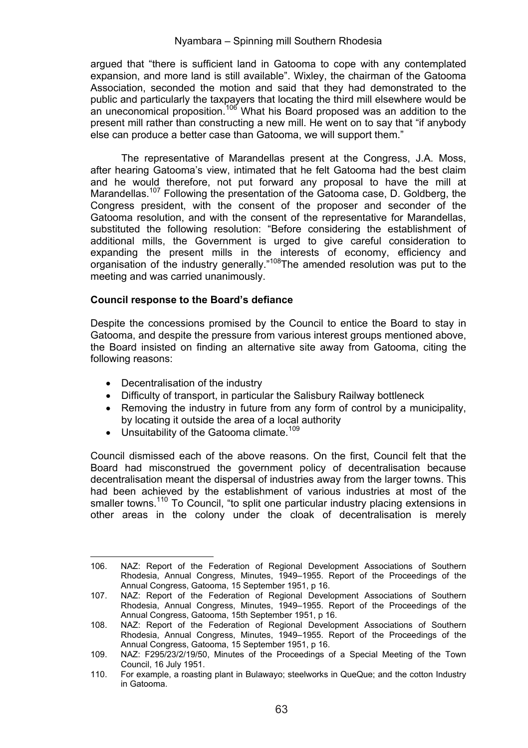argued that "there is sufficient land in Gatooma to cope with any contemplated expansion, and more land is still available". Wixley, the chairman of the Gatooma Association, seconded the motion and said that they had demonstrated to the public and particularly the taxpayers that locating the third mill elsewhere would be an uneconomical proposition.[106] What his Board proposed was an addition to the present mill rather than constructing a new mill. He went on to say that "if anybody else can produce a better case than Gatooma, we will support them."

The representative of Marandellas present at the Congress, J.A. Moss, after hearing Gatooma's view, intimated that he felt Gatooma had the best claim and he would therefore, not put forward any proposal to have the mill at Marandellas.[107] Following the presentation of the Gatooma case, D. Goldberg, the Congress president, with the consent of the proposer and seconder of the Gatooma resolution, and with the consent of the representative for Marandellas, substituted the following resolution: "Before considering the establishment of additional mills, the Government is urged to give careful consideration to expanding the present mills in the interests of economy, efficiency and organisation of the industry generally."[108]The amended resolution was put to the meeting and was carried unanimously.

**Council response to the Board's defiance**

Despite the concessions promised by the Council to entice the Board to stay in Gatooma, and despite the pressure from various interest groups mentioned above, the Board insisted on finding an alternative site away from Gatooma, citing the following reasons:

- Decentralisation of the industry
- Difficulty of transport, in particular the Salisbury Railway bottleneck
- Removing the industry in future from any form of control by a municipality, by locating it outside the area of a local authority
- Unsuitability of the Gatooma climate.[109]

Council dismissed each of the above reasons. On the first, Council felt that the Board had misconstrued the government policy of decentralisation because decentralisation meant the dispersal of industries away from the larger towns. This had been achieved by the establishment of various industries at most of the smaller towns.[110] To Council, "to split one particular industry placing extensions in other areas in the colony under the cloak of decentralisation is merely

---

106. NAZ: Report of the Federation of Regional Development Associations of Southern Rhodesia, Annual Congress, Minutes, 1949–1955. Report of the Proceedings of the Annual Congress, Gatooma, 15 September 1951, p 16.
107. NAZ: Report of the Federation of Regional Development Associations of Southern Rhodesia, Annual Congress, Minutes, 1949–1955. Report of the Proceedings of the Annual Congress, Gatooma, 15th September 1951, p 16.
108. NAZ: Report of the Federation of Regional Development Associations of Southern Rhodesia, Annual Congress, Minutes, 1949–1955. Report of the Proceedings of the Annual Congress, Gatooma, 15 September 1951, p 16.
109. NAZ: F295/23/2/19/50, Minutes of the Proceedings of a Special Meeting of the Town Council, 16 July 1951.
110. For example, a roasting plant in Bulawayo; steelworks in QueQue; and the cotton Industry in Gatooma.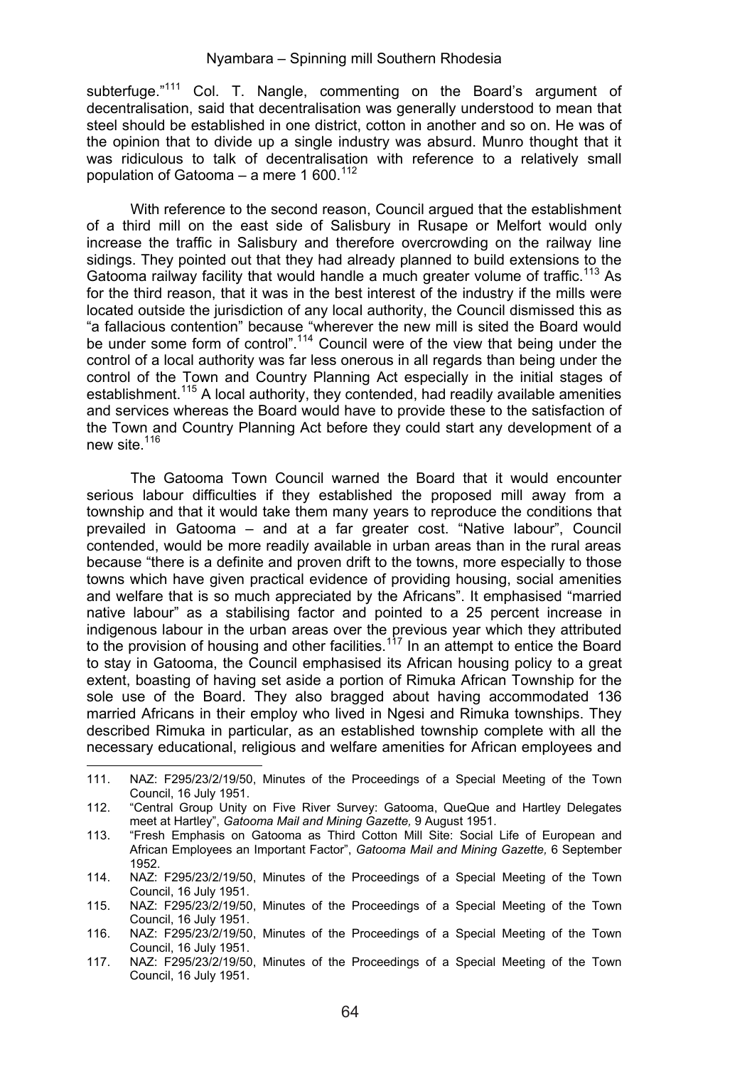subterfuge."[111] Col. T. Nangle, commenting on the Board's argument of decentralisation, said that decentralisation was generally understood to mean that steel should be established in one district, cotton in another and so on. He was of the opinion that to divide up a single industry was absurd. Munro thought that it was ridiculous to talk of decentralisation with reference to a relatively small population of Gatooma – a mere 1 600.[112]

With reference to the second reason, Council argued that the establishment of a third mill on the east side of Salisbury in Rusape or Melfort would only increase the traffic in Salisbury and therefore overcrowding on the railway line sidings. They pointed out that they had already planned to build extensions to the Gatooma railway facility that would handle a much greater volume of traffic.[113] As for the third reason, that it was in the best interest of the industry if the mills were located outside the jurisdiction of any local authority, the Council dismissed this as "a fallacious contention" because "wherever the new mill is sited the Board would be under some form of control".[114] Council were of the view that being under the control of a local authority was far less onerous in all regards than being under the control of the Town and Country Planning Act especially in the initial stages of establishment.[115] A local authority, they contended, had readily available amenities and services whereas the Board would have to provide these to the satisfaction of the Town and Country Planning Act before they could start any development of a new site.[116]

The Gatooma Town Council warned the Board that it would encounter serious labour difficulties if they established the proposed mill away from a township and that it would take them many years to reproduce the conditions that prevailed in Gatooma – and at a far greater cost. "Native labour", Council contended, would be more readily available in urban areas than in the rural areas because "there is a definite and proven drift to the towns, more especially to those towns which have given practical evidence of providing housing, social amenities and welfare that is so much appreciated by the Africans". It emphasised "married native labour" as a stabilising factor and pointed to a 25 percent increase in indigenous labour in the urban areas over the previous year which they attributed to the provision of housing and other facilities.[117] In an attempt to entice the Board to stay in Gatooma, the Council emphasised its African housing policy to a great extent, boasting of having set aside a portion of Rimuka African Township for the sole use of the Board. They also bragged about having accommodated 136 married Africans in their employ who lived in Ngesi and Rimuka townships. They described Rimuka in particular, as an established township complete with all the necessary educational, religious and welfare amenities for African employees and

---

111. NAZ: F295/23/2/19/50, Minutes of the Proceedings of a Special Meeting of the Town Council, 16 July 1951.
112. "Central Group Unity on Five River Survey: Gatooma, QueQue and Hartley Delegates meet at Hartley", *Gatooma Mail and Mining Gazette,* 9 August 1951.
113. "Fresh Emphasis on Gatooma as Third Cotton Mill Site: Social Life of European and African Employees an Important Factor", *Gatooma Mail and Mining Gazette,* 6 September 1952.
114. NAZ: F295/23/2/19/50, Minutes of the Proceedings of a Special Meeting of the Town Council, 16 July 1951.
115. NAZ: F295/23/2/19/50, Minutes of the Proceedings of a Special Meeting of the Town Council, 16 July 1951.
116. NAZ: F295/23/2/19/50, Minutes of the Proceedings of a Special Meeting of the Town Council, 16 July 1951.
117. NAZ: F295/23/2/19/50, Minutes of the Proceedings of a Special Meeting of the Town Council, 16 July 1951.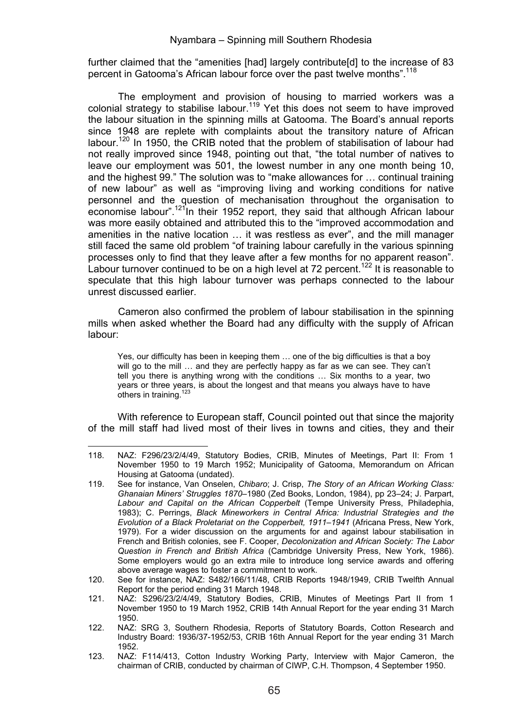further claimed that the "amenities [had] largely contribute[d] to the increase of 83 percent in Gatooma's African labour force over the past twelve months".[118]

The employment and provision of housing to married workers was a colonial strategy to stabilise labour.[119] Yet this does not seem to have improved the labour situation in the spinning mills at Gatooma. The Board's annual reports since 1948 are replete with complaints about the transitory nature of African labour.[120] In 1950, the CRIB noted that the problem of stabilisation of labour had not really improved since 1948, pointing out that, "the total number of natives to leave our employment was 501, the lowest number in any one month being 10, and the highest 99." The solution was to "make allowances for … continual training of new labour" as well as "improving living and working conditions for native personnel and the question of mechanisation throughout the organisation to economise labour".[121] In their 1952 report, they said that although African labour was more easily obtained and attributed this to the "improved accommodation and amenities in the native location … it was restless as ever", and the mill manager still faced the same old problem "of training labour carefully in the various spinning processes only to find that they leave after a few months for no apparent reason". Labour turnover continued to be on a high level at 72 percent.[122] It is reasonable to speculate that this high labour turnover was perhaps connected to the labour unrest discussed earlier.

Cameron also confirmed the problem of labour stabilisation in the spinning mills when asked whether the Board had any difficulty with the supply of African labour:

> Yes, our difficulty has been in keeping them … one of the big difficulties is that a boy will go to the mill … and they are perfectly happy as far as we can see. They can't tell you there is anything wrong with the conditions … Six months to a year, two years or three years, is about the longest and that means you always have to have others in training.[123]

With reference to European staff, Council pointed out that since the majority of the mill staff had lived most of their lives in towns and cities, they and their

---

118. NAZ: F296/23/2/4/49, Statutory Bodies, CRIB, Minutes of Meetings, Part II: From 1 November 1950 to 19 March 1952; Municipality of Gatooma, Memorandum on African Housing at Gatooma (undated).
119. See for instance, Van Onselen, *Chibaro*; J. Crisp, *The Story of an African Working Class: Ghanaian Miners' Struggles 1870*–1980 (Zed Books, London, 1984), pp 23–24; J. Parpart, *Labour and Capital on the African Copperbelt* (Tempe University Press, Philadephia, 1983); C. Perrings, *Black Mineworkers in Central Africa: Industrial Strategies and the Evolution of a Black Proletariat on the Copperbelt, 1911–1941* (Africana Press, New York, 1979). For a wider discussion on the arguments for and against labour stabilisation in French and British colonies, see F. Cooper, *Decolonization and African Society: The Labor Question in French and British Africa* (Cambridge University Press, New York, 1986). Some employers would go an extra mile to introduce long service awards and offering above average wages to foster a commitment to work.
120. See for instance, NAZ: S482/166/11/48, CRIB Reports 1948/1949, CRIB Twelfth Annual Report for the period ending 31 March 1948.
121. NAZ: S296/23/2/4/49, Statutory Bodies, CRIB, Minutes of Meetings Part II from 1 November 1950 to 19 March 1952, CRIB 14th Annual Report for the year ending 31 March 1950.
122. NAZ: SRG 3, Southern Rhodesia, Reports of Statutory Boards, Cotton Research and Industry Board: 1936/37-1952/53, CRIB 16th Annual Report for the year ending 31 March 1952.
123. NAZ: F114/413, Cotton Industry Working Party, Interview with Major Cameron, the chairman of CRIB, conducted by chairman of CIWP, C.H. Thompson, 4 September 1950.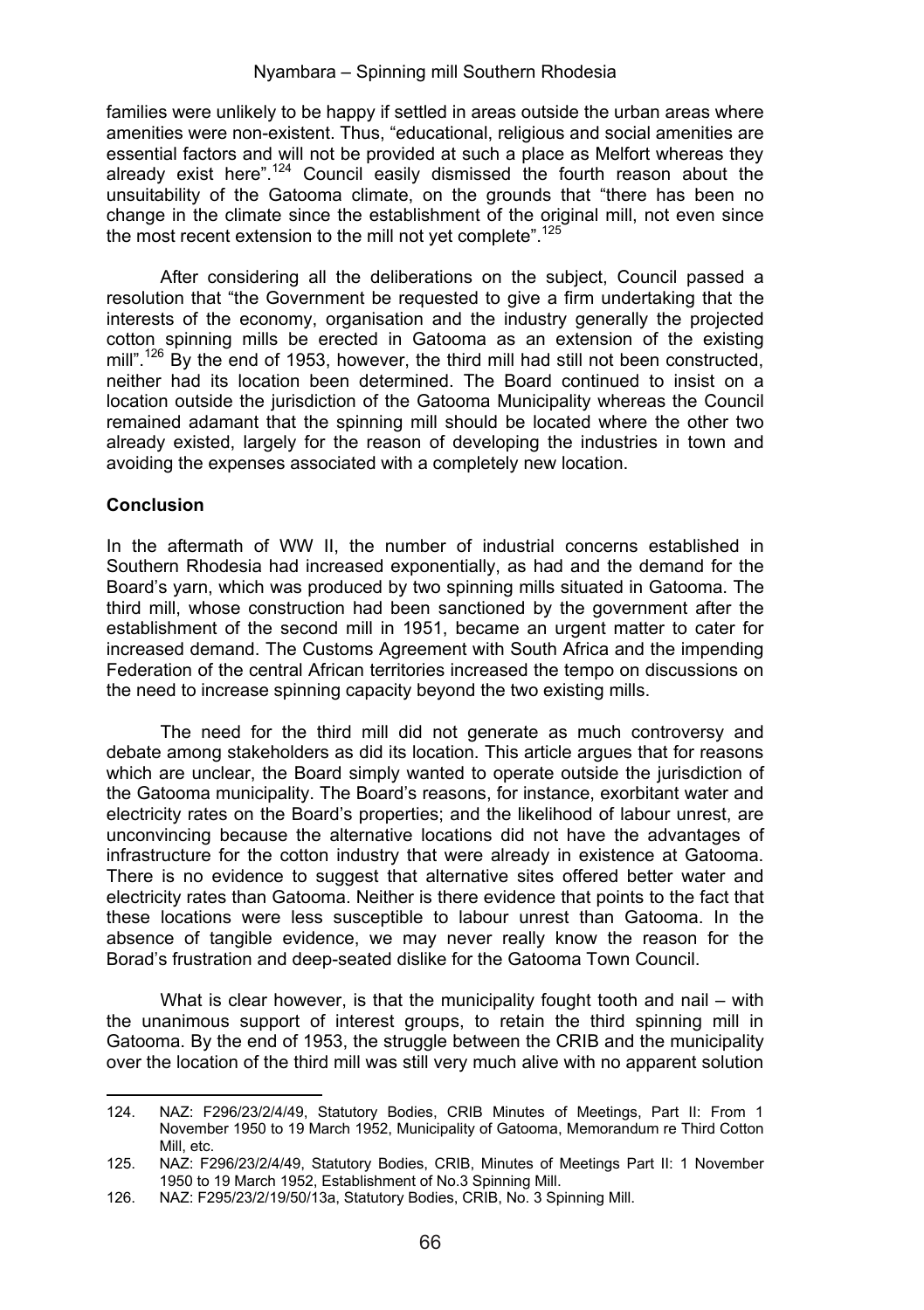families were unlikely to be happy if settled in areas outside the urban areas where amenities were non-existent. Thus, "educational, religious and social amenities are essential factors and will not be provided at such a place as Melfort whereas they already exist here".[124] Council easily dismissed the fourth reason about the unsuitability of the Gatooma climate, on the grounds that "there has been no change in the climate since the establishment of the original mill, not even since the most recent extension to the mill not yet complete".[125]

After considering all the deliberations on the subject, Council passed a resolution that "the Government be requested to give a firm undertaking that the interests of the economy, organisation and the industry generally the projected cotton spinning mills be erected in Gatooma as an extension of the existing mill".[126] By the end of 1953, however, the third mill had still not been constructed, neither had its location been determined. The Board continued to insist on a location outside the jurisdiction of the Gatooma Municipality whereas the Council remained adamant that the spinning mill should be located where the other two already existed, largely for the reason of developing the industries in town and avoiding the expenses associated with a completely new location.

## Conclusion

In the aftermath of WW II, the number of industrial concerns established in Southern Rhodesia had increased exponentially, as had and the demand for the Board's yarn, which was produced by two spinning mills situated in Gatooma. The third mill, whose construction had been sanctioned by the government after the establishment of the second mill in 1951, became an urgent matter to cater for increased demand. The Customs Agreement with South Africa and the impending Federation of the central African territories increased the tempo on discussions on the need to increase spinning capacity beyond the two existing mills.

The need for the third mill did not generate as much controversy and debate among stakeholders as did its location. This article argues that for reasons which are unclear, the Board simply wanted to operate outside the jurisdiction of the Gatooma municipality. The Board's reasons, for instance, exorbitant water and electricity rates on the Board's properties; and the likelihood of labour unrest, are unconvincing because the alternative locations did not have the advantages of infrastructure for the cotton industry that were already in existence at Gatooma. There is no evidence to suggest that alternative sites offered better water and electricity rates than Gatooma. Neither is there evidence that points to the fact that these locations were less susceptible to labour unrest than Gatooma. In the absence of tangible evidence, we may never really know the reason for the Borad's frustration and deep-seated dislike for the Gatooma Town Council.

What is clear however, is that the municipality fought tooth and nail – with the unanimous support of interest groups, to retain the third spinning mill in Gatooma. By the end of 1953, the struggle between the CRIB and the municipality over the location of the third mill was still very much alive with no apparent solution

---

124. NAZ: F296/23/2/4/49, Statutory Bodies, CRIB Minutes of Meetings, Part II: From 1 November 1950 to 19 March 1952, Municipality of Gatooma, Memorandum re Third Cotton Mill, etc.
125. NAZ: F296/23/2/4/49, Statutory Bodies, CRIB, Minutes of Meetings Part II: 1 November 1950 to 19 March 1952, Establishment of No.3 Spinning Mill.
126. NAZ: F295/23/2/19/50/13a, Statutory Bodies, CRIB, No. 3 Spinning Mill.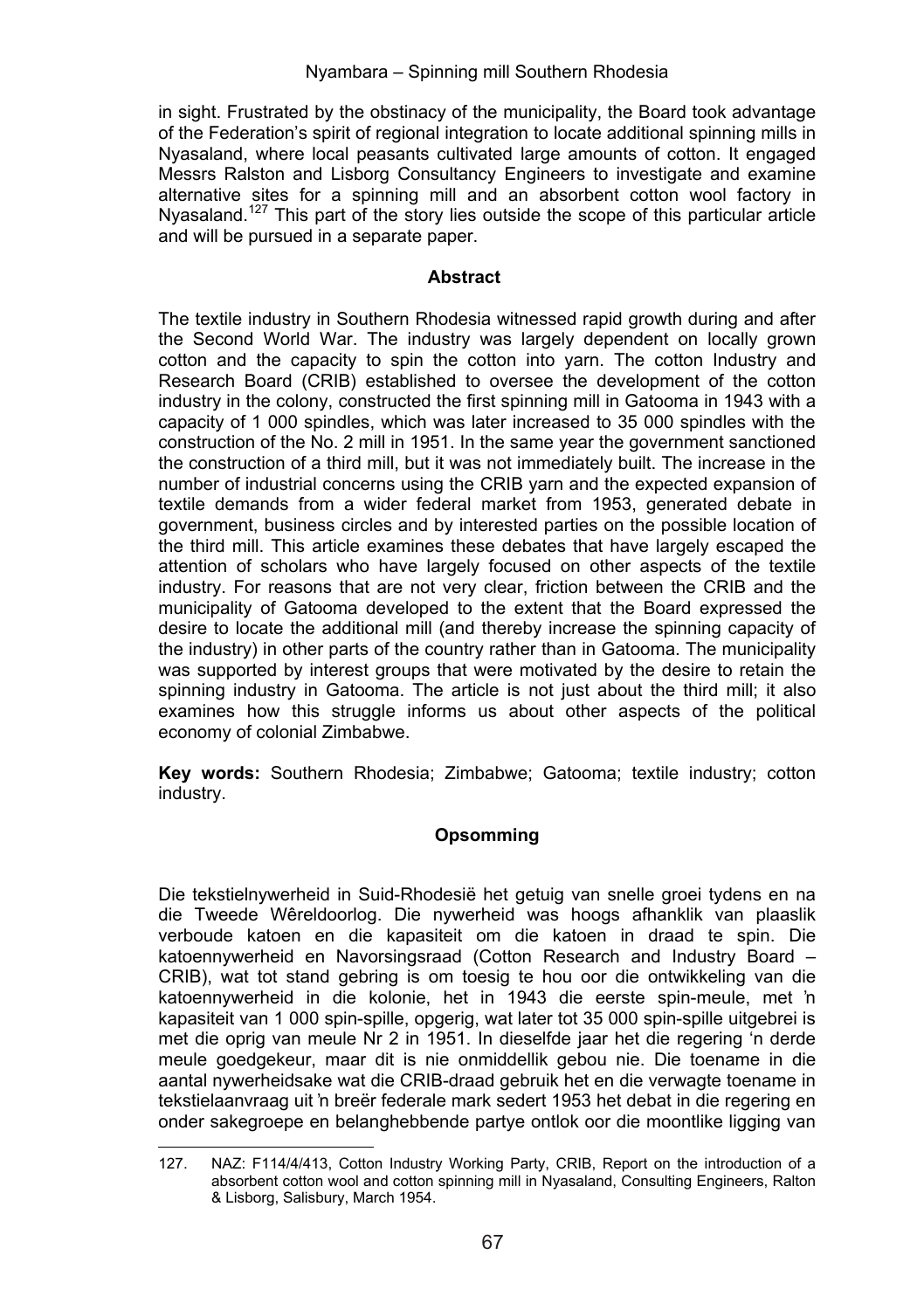in sight. Frustrated by the obstinacy of the municipality, the Board took advantage of the Federation's spirit of regional integration to locate additional spinning mills in Nyasaland, where local peasants cultivated large amounts of cotton. It engaged Messrs Ralston and Lisborg Consultancy Engineers to investigate and examine alternative sites for a spinning mill and an absorbent cotton wool factory in Nyasaland.[127] This part of the story lies outside the scope of this particular article and will be pursued in a separate paper.

## Abstract

The textile industry in Southern Rhodesia witnessed rapid growth during and after the Second World War. The industry was largely dependent on locally grown cotton and the capacity to spin the cotton into yarn. The cotton Industry and Research Board (CRIB) established to oversee the development of the cotton industry in the colony, constructed the first spinning mill in Gatooma in 1943 with a capacity of 1 000 spindles, which was later increased to 35 000 spindles with the construction of the No. 2 mill in 1951. In the same year the government sanctioned the construction of a third mill, but it was not immediately built. The increase in the number of industrial concerns using the CRIB yarn and the expected expansion of textile demands from a wider federal market from 1953, generated debate in government, business circles and by interested parties on the possible location of the third mill. This article examines these debates that have largely escaped the attention of scholars who have largely focused on other aspects of the textile industry. For reasons that are not very clear, friction between the CRIB and the municipality of Gatooma developed to the extent that the Board expressed the desire to locate the additional mill (and thereby increase the spinning capacity of the industry) in other parts of the country rather than in Gatooma. The municipality was supported by interest groups that were motivated by the desire to retain the spinning industry in Gatooma. The article is not just about the third mill; it also examines how this struggle informs us about other aspects of the political economy of colonial Zimbabwe.

**Key words:** Southern Rhodesia; Zimbabwe; Gatooma; textile industry; cotton industry.

## Opsomming

Die tekstielnywerheid in Suid-Rhodesië het getuig van snelle groei tydens en na die Tweede Wêreldoorlog. Die nywerheid was hoogs afhanklik van plaaslik verboude katoen en die kapasiteit om die katoen in draad te spin. Die katoennywerheid en Navorsingsraad (Cotton Research and Industry Board – CRIB), wat tot stand gebring is om toesig te hou oor die ontwikkeling van die katoennywerheid in die kolonie, het in 1943 die eerste spin-meule, met ŉ kapasiteit van 1 000 spin-spille, opgerig, wat later tot 35 000 spin-spille uitgebrei is met die oprig van meule Nr 2 in 1951. In dieselfde jaar het die regering ‘n derde meule goedgekeur, maar dit is nie onmiddellik gebou nie. Die toename in die aantal nywerheidsake wat die CRIB-draad gebruik het en die verwagte toename in tekstielaanvraag uit ŉ breër federale mark sedert 1953 het debat in die regering en onder sakegroepe en belanghebbende partye ontlok oor die moontlike ligging van

127. NAZ: F114/4/413, Cotton Industry Working Party, CRIB, Report on the introduction of a absorbent cotton wool and cotton spinning mill in Nyasaland, Consulting Engineers, Ralton & Lisborg, Salisbury, March 1954.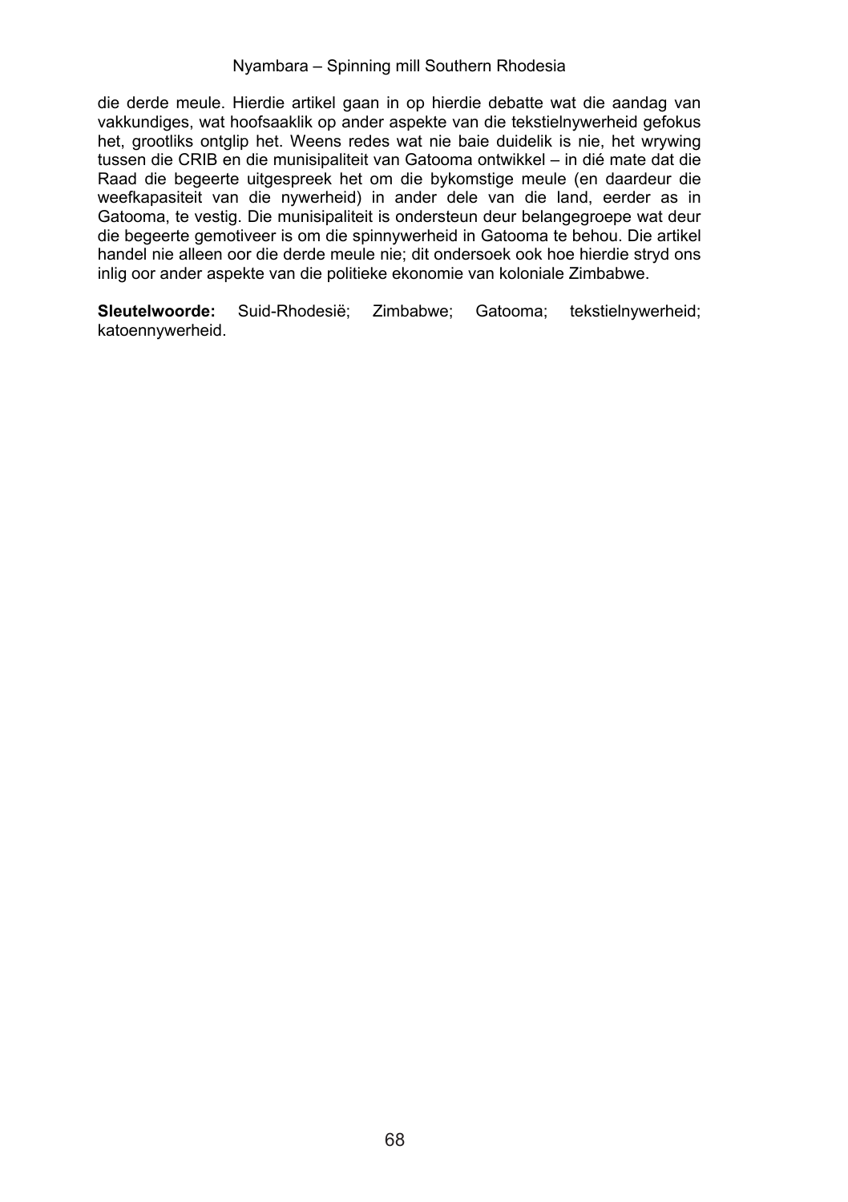die derde meule. Hierdie artikel gaan in op hierdie debatte wat die aandag van vakkundiges, wat hoofsaaklik op ander aspekte van die tekstielnywerheid gefokus het, grootliks ontglip het. Weens redes wat nie baie duidelik is nie, het wrywing tussen die CRIB en die munisipaliteit van Gatooma ontwikkel – in dié mate dat die Raad die begeerte uitgespreek het om die bykomstige meule (en daardeur die weefkapasiteit van die nywerheid) in ander dele van die land, eerder as in Gatooma, te vestig. Die munisipaliteit is ondersteun deur belangegroepe wat deur die begeerte gemotiveer is om die spinnywerheid in Gatooma te behou. Die artikel handel nie alleen oor die derde meule nie; dit ondersoek ook hoe hierdie stryd ons inlig oor ander aspekte van die politieke ekonomie van koloniale Zimbabwe.

**Sleutelwoorde:** Suid-Rhodesië; Zimbabwe; Gatooma; tekstielnywerheid; katoennywerheid.